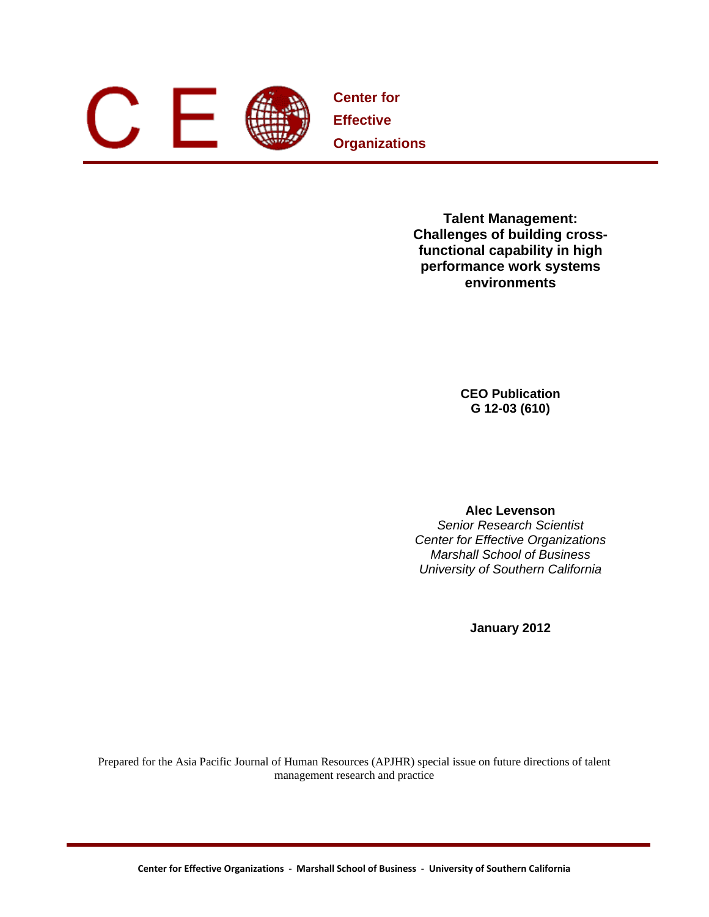**Center for Effective Organizations**

# Talent Management: Challenges of building cross-functional capability in high performance work systems environments

**CEO Publication**
**G 12-03 (610)**

**Alec Levenson**
*Senior Research Scientist*
*Center for Effective Organizations*
*Marshall School of Business*
*University of Southern California*

**January 2012**

Prepared for the Asia Pacific Journal of Human Resources (APJHR) special issue on future directions of talent management research and practice

**Center for Effective Organizations - Marshall School of Business - University of Southern California**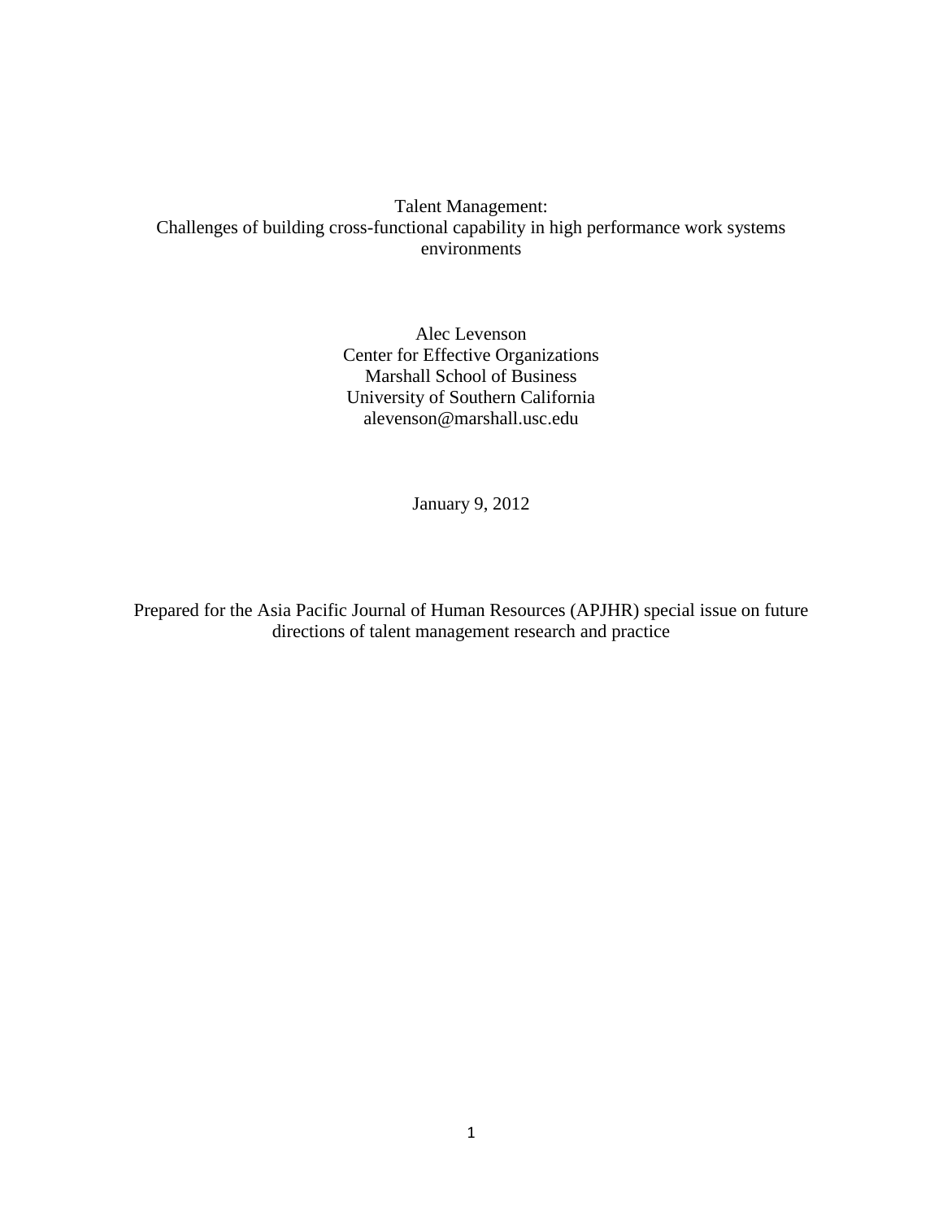# Talent Management:
## Challenges of building cross-functional capability in high performance work systems environments

Alec Levenson
Center for Effective Organizations
Marshall School of Business
University of Southern California
alevenson@marshall.usc.edu

January 9, 2012

Prepared for the Asia Pacific Journal of Human Resources (APJHR) special issue on future directions of talent management research and practice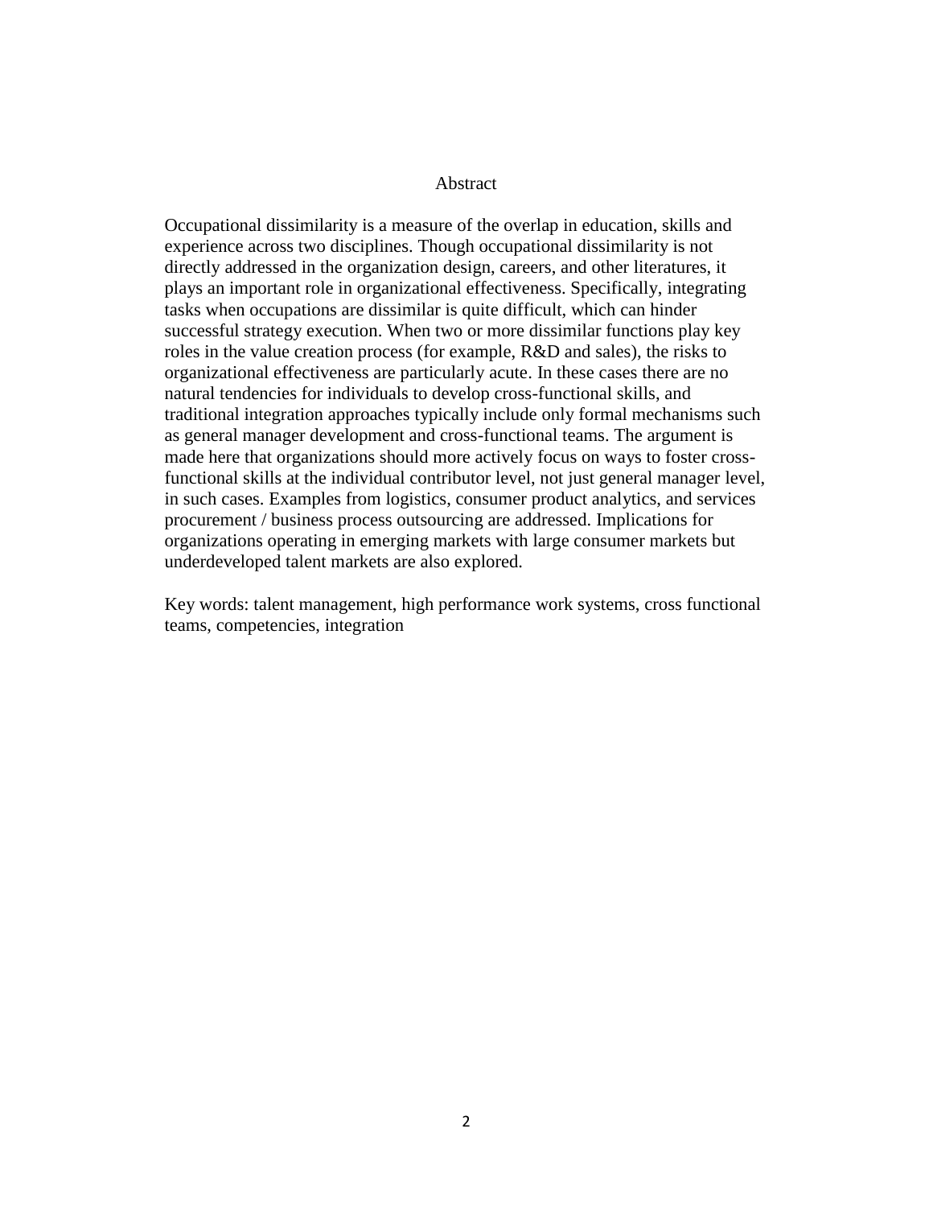# Abstract

Occupational dissimilarity is a measure of the overlap in education, skills and experience across two disciplines. Though occupational dissimilarity is not directly addressed in the organization design, careers, and other literatures, it plays an important role in organizational effectiveness. Specifically, integrating tasks when occupations are dissimilar is quite difficult, which can hinder successful strategy execution. When two or more dissimilar functions play key roles in the value creation process (for example, R&D and sales), the risks to organizational effectiveness are particularly acute. In these cases there are no natural tendencies for individuals to develop cross-functional skills, and traditional integration approaches typically include only formal mechanisms such as general manager development and cross-functional teams. The argument is made here that organizations should more actively focus on ways to foster cross-functional skills at the individual contributor level, not just general manager level, in such cases. Examples from logistics, consumer product analytics, and services procurement / business process outsourcing are addressed. Implications for organizations operating in emerging markets with large consumer markets but underdeveloped talent markets are also explored.

Key words: talent management, high performance work systems, cross functional teams, competencies, integration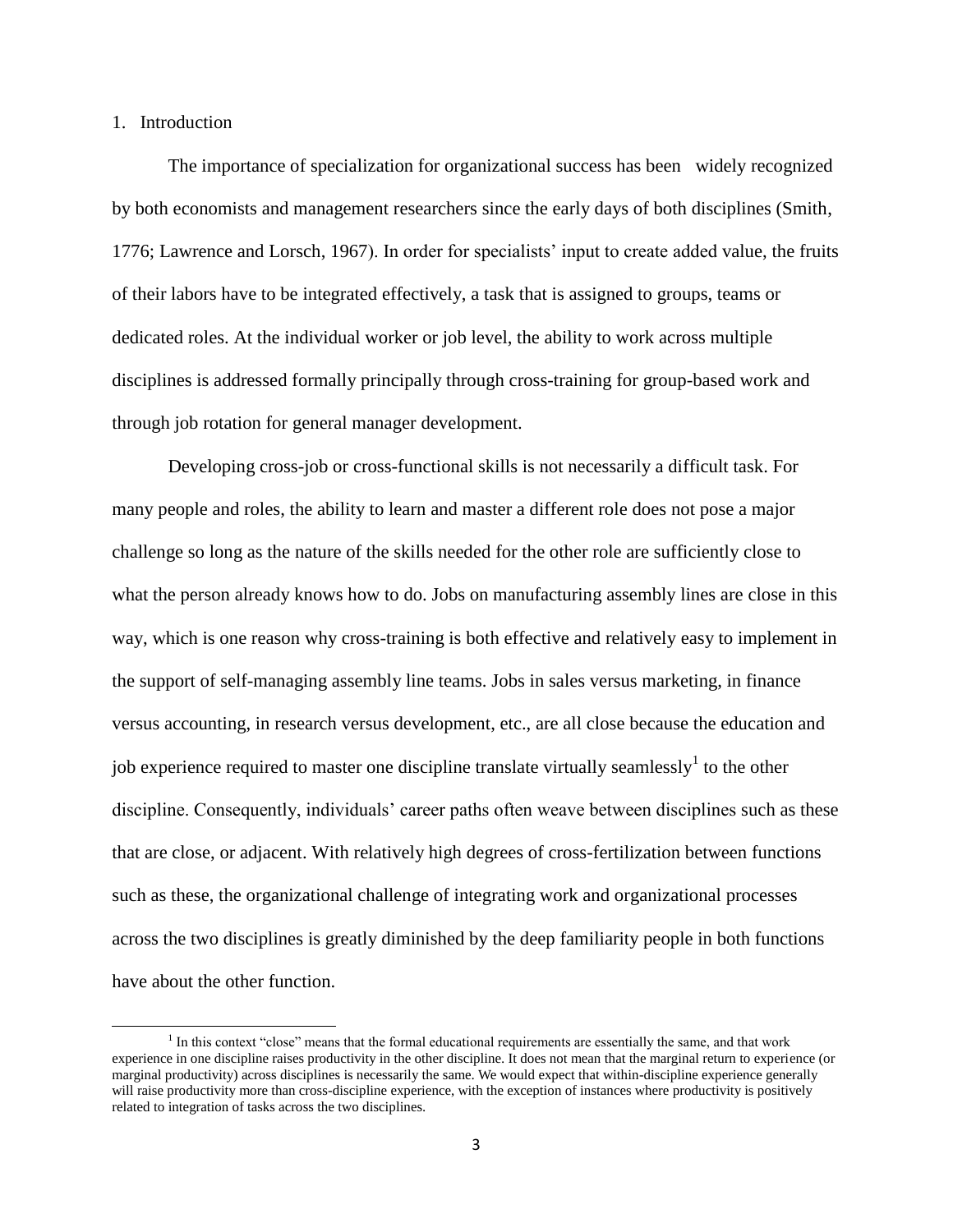## 1. Introduction

The importance of specialization for organizational success has been widely recognized by both economists and management researchers since the early days of both disciplines (Smith, 1776; Lawrence and Lorsch, 1967). In order for specialists' input to create added value, the fruits of their labors have to be integrated effectively, a task that is assigned to groups, teams or dedicated roles. At the individual worker or job level, the ability to work across multiple disciplines is addressed formally principally through cross-training for group-based work and through job rotation for general manager development.

Developing cross-job or cross-functional skills is not necessarily a difficult task. For many people and roles, the ability to learn and master a different role does not pose a major challenge so long as the nature of the skills needed for the other role are sufficiently close to what the person already knows how to do. Jobs on manufacturing assembly lines are close in this way, which is one reason why cross-training is both effective and relatively easy to implement in the support of self-managing assembly line teams. Jobs in sales versus marketing, in finance versus accounting, in research versus development, etc., are all close because the education and job experience required to master one discipline translate virtually seamlessly[1] to the other discipline. Consequently, individuals' career paths often weave between disciplines such as these that are close, or adjacent. With relatively high degrees of cross-fertilization between functions such as these, the organizational challenge of integrating work and organizational processes across the two disciplines is greatly diminished by the deep familiarity people in both functions have about the other function.

[1] In this context "close" means that the formal educational requirements are essentially the same, and that work experience in one discipline raises productivity in the other discipline. It does not mean that the marginal return to experience (or marginal productivity) across disciplines is necessarily the same. We would expect that within-discipline experience generally will raise productivity more than cross-discipline experience, with the exception of instances where productivity is positively related to integration of tasks across the two disciplines.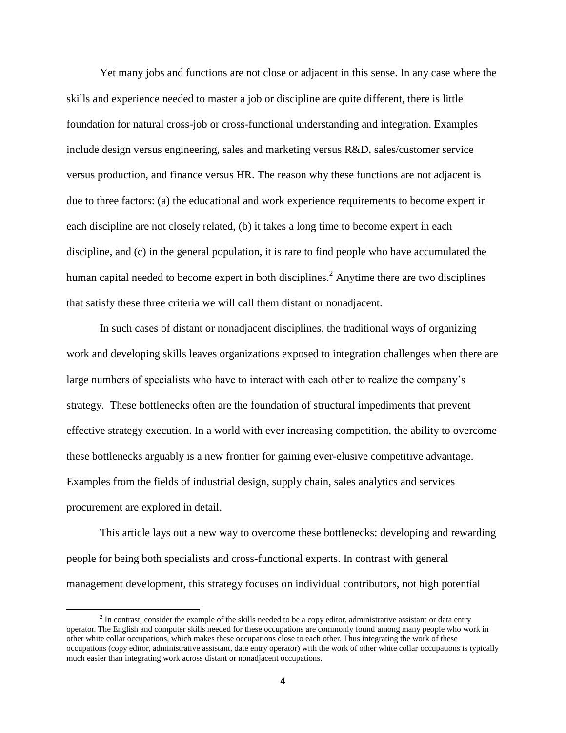Yet many jobs and functions are not close or adjacent in this sense. In any case where the skills and experience needed to master a job or discipline are quite different, there is little foundation for natural cross-job or cross-functional understanding and integration. Examples include design versus engineering, sales and marketing versus R&D, sales/customer service versus production, and finance versus HR. The reason why these functions are not adjacent is due to three factors: (a) the educational and work experience requirements to become expert in each discipline are not closely related, (b) it takes a long time to become expert in each discipline, and (c) in the general population, it is rare to find people who have accumulated the human capital needed to become expert in both disciplines.[2] Anytime there are two disciplines that satisfy these three criteria we will call them distant or nonadjacent.

In such cases of distant or nonadjacent disciplines, the traditional ways of organizing work and developing skills leaves organizations exposed to integration challenges when there are large numbers of specialists who have to interact with each other to realize the company's strategy. These bottlenecks often are the foundation of structural impediments that prevent effective strategy execution. In a world with ever increasing competition, the ability to overcome these bottlenecks arguably is a new frontier for gaining ever-elusive competitive advantage. Examples from the fields of industrial design, supply chain, sales analytics and services procurement are explored in detail.

This article lays out a new way to overcome these bottlenecks: developing and rewarding people for being both specialists and cross-functional experts. In contrast with general management development, this strategy focuses on individual contributors, not high potential

[2] In contrast, consider the example of the skills needed to be a copy editor, administrative assistant or data entry operator. The English and computer skills needed for these occupations are commonly found among many people who work in other white collar occupations, which makes these occupations close to each other. Thus integrating the work of these occupations (copy editor, administrative assistant, date entry operator) with the work of other white collar occupations is typically much easier than integrating work across distant or nonadjacent occupations.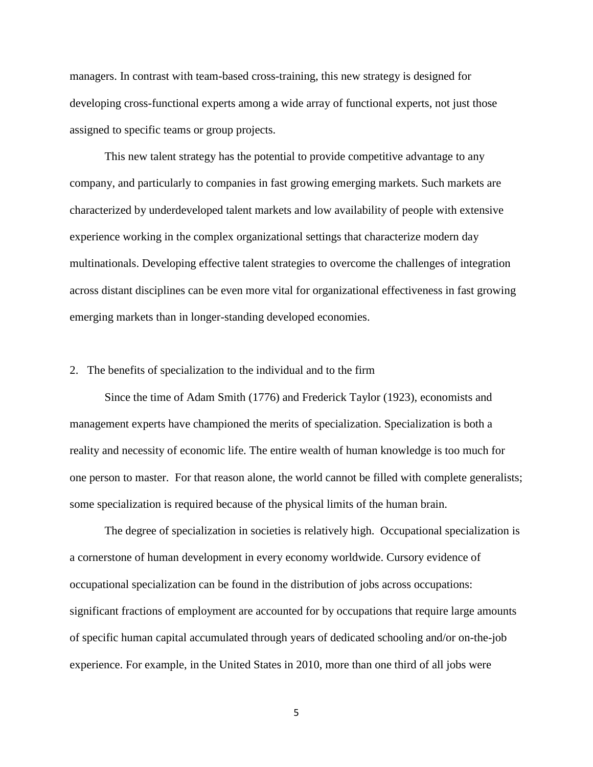managers. In contrast with team-based cross-training, this new strategy is designed for developing cross-functional experts among a wide array of functional experts, not just those assigned to specific teams or group projects.

This new talent strategy has the potential to provide competitive advantage to any company, and particularly to companies in fast growing emerging markets. Such markets are characterized by underdeveloped talent markets and low availability of people with extensive experience working in the complex organizational settings that characterize modern day multinationals. Developing effective talent strategies to overcome the challenges of integration across distant disciplines can be even more vital for organizational effectiveness in fast growing emerging markets than in longer-standing developed economies.

## 2. The benefits of specialization to the individual and to the firm

Since the time of Adam Smith (1776) and Frederick Taylor (1923), economists and management experts have championed the merits of specialization. Specialization is both a reality and necessity of economic life. The entire wealth of human knowledge is too much for one person to master. For that reason alone, the world cannot be filled with complete generalists; some specialization is required because of the physical limits of the human brain.

The degree of specialization in societies is relatively high. Occupational specialization is a cornerstone of human development in every economy worldwide. Cursory evidence of occupational specialization can be found in the distribution of jobs across occupations: significant fractions of employment are accounted for by occupations that require large amounts of specific human capital accumulated through years of dedicated schooling and/or on-the-job experience. For example, in the United States in 2010, more than one third of all jobs were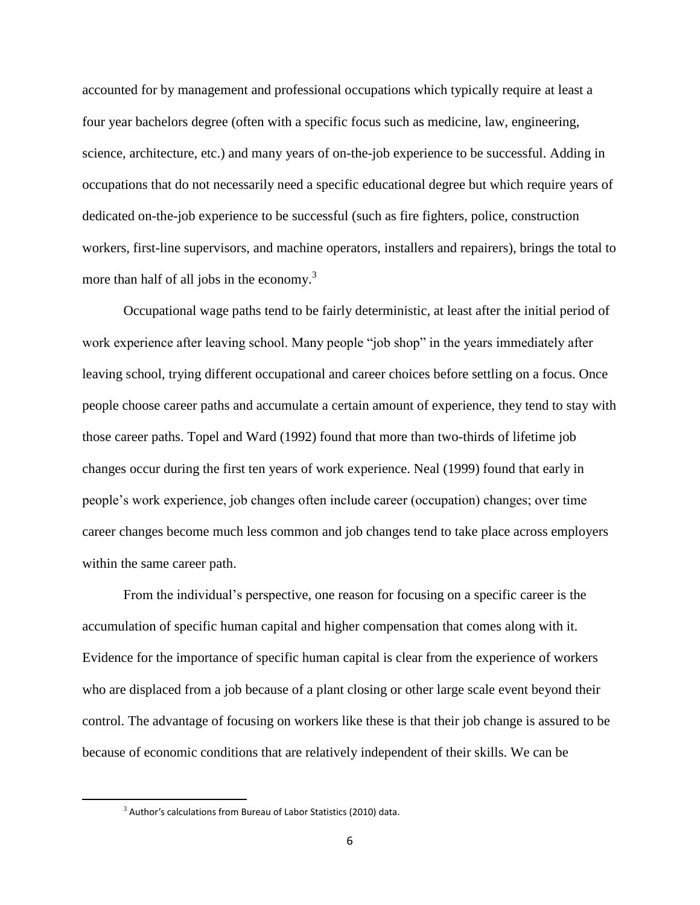accounted for by management and professional occupations which typically require at least a four year bachelors degree (often with a specific focus such as medicine, law, engineering, science, architecture, etc.) and many years of on-the-job experience to be successful. Adding in occupations that do not necessarily need a specific educational degree but which require years of dedicated on-the-job experience to be successful (such as fire fighters, police, construction workers, first-line supervisors, and machine operators, installers and repairers), brings the total to more than half of all jobs in the economy.[3]

Occupational wage paths tend to be fairly deterministic, at least after the initial period of work experience after leaving school. Many people "job shop" in the years immediately after leaving school, trying different occupational and career choices before settling on a focus. Once people choose career paths and accumulate a certain amount of experience, they tend to stay with those career paths. Topel and Ward (1992) found that more than two-thirds of lifetime job changes occur during the first ten years of work experience. Neal (1999) found that early in people's work experience, job changes often include career (occupation) changes; over time career changes become much less common and job changes tend to take place across employers within the same career path.

From the individual's perspective, one reason for focusing on a specific career is the accumulation of specific human capital and higher compensation that comes along with it. Evidence for the importance of specific human capital is clear from the experience of workers who are displaced from a job because of a plant closing or other large scale event beyond their control. The advantage of focusing on workers like these is that their job change is assured to be because of economic conditions that are relatively independent of their skills. We can be

[3] Author's calculations from Bureau of Labor Statistics (2010) data.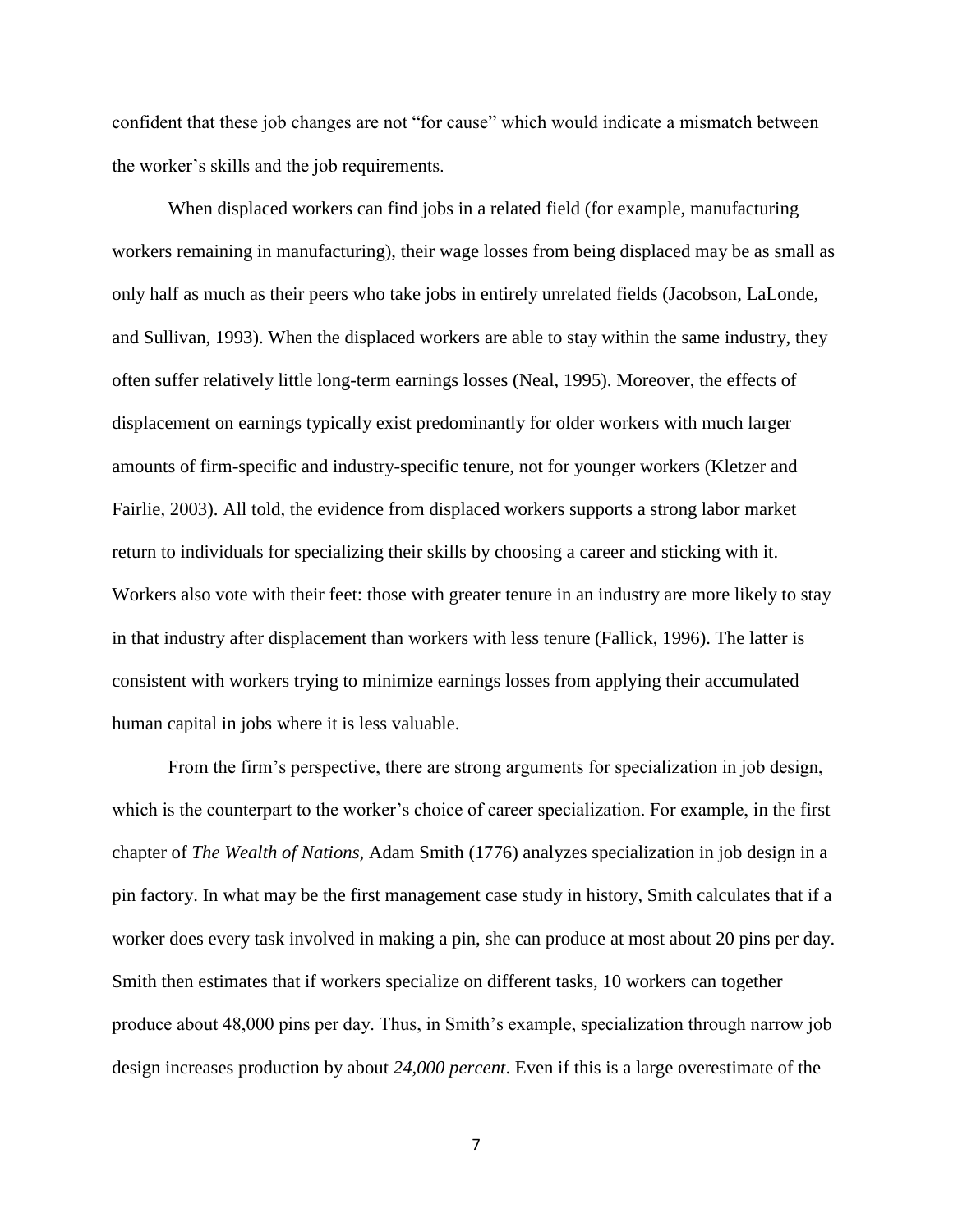confident that these job changes are not "for cause" which would indicate a mismatch between the worker's skills and the job requirements.

When displaced workers can find jobs in a related field (for example, manufacturing workers remaining in manufacturing), their wage losses from being displaced may be as small as only half as much as their peers who take jobs in entirely unrelated fields (Jacobson, LaLonde, and Sullivan, 1993). When the displaced workers are able to stay within the same industry, they often suffer relatively little long-term earnings losses (Neal, 1995). Moreover, the effects of displacement on earnings typically exist predominantly for older workers with much larger amounts of firm-specific and industry-specific tenure, not for younger workers (Kletzer and Fairlie, 2003). All told, the evidence from displaced workers supports a strong labor market return to individuals for specializing their skills by choosing a career and sticking with it. Workers also vote with their feet: those with greater tenure in an industry are more likely to stay in that industry after displacement than workers with less tenure (Fallick, 1996). The latter is consistent with workers trying to minimize earnings losses from applying their accumulated human capital in jobs where it is less valuable.

From the firm's perspective, there are strong arguments for specialization in job design, which is the counterpart to the worker's choice of career specialization. For example, in the first chapter of *The Wealth of Nations*, Adam Smith (1776) analyzes specialization in job design in a pin factory. In what may be the first management case study in history, Smith calculates that if a worker does every task involved in making a pin, she can produce at most about 20 pins per day. Smith then estimates that if workers specialize on different tasks, 10 workers can together produce about 48,000 pins per day. Thus, in Smith's example, specialization through narrow job design increases production by about *24,000 percent*. Even if this is a large overestimate of the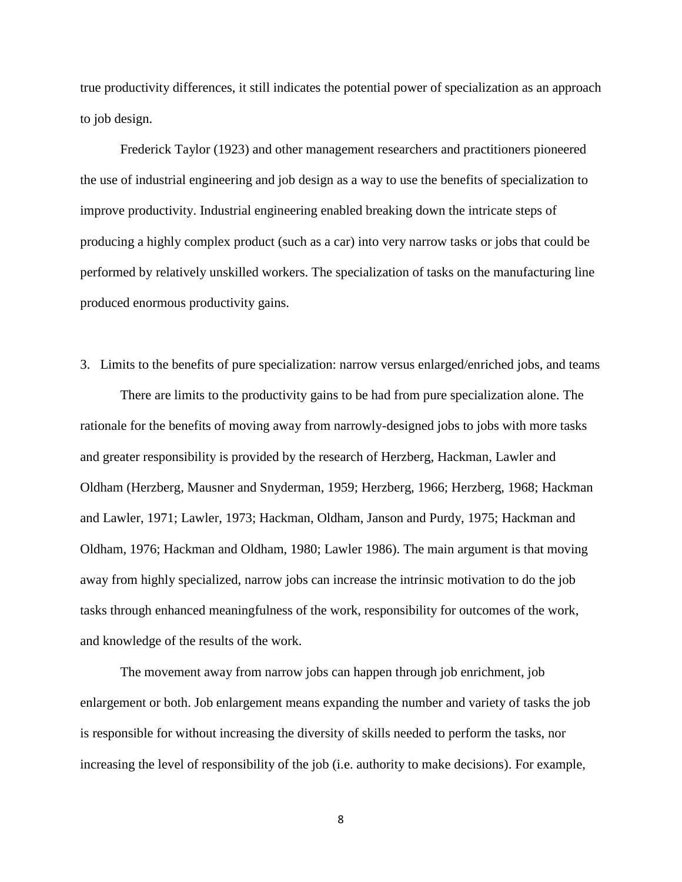true productivity differences, it still indicates the potential power of specialization as an approach to job design.

Frederick Taylor (1923) and other management researchers and practitioners pioneered the use of industrial engineering and job design as a way to use the benefits of specialization to improve productivity. Industrial engineering enabled breaking down the intricate steps of producing a highly complex product (such as a car) into very narrow tasks or jobs that could be performed by relatively unskilled workers. The specialization of tasks on the manufacturing line produced enormous productivity gains.

## 3. Limits to the benefits of pure specialization: narrow versus enlarged/enriched jobs, and teams

There are limits to the productivity gains to be had from pure specialization alone. The rationale for the benefits of moving away from narrowly-designed jobs to jobs with more tasks and greater responsibility is provided by the research of Herzberg, Hackman, Lawler and Oldham (Herzberg, Mausner and Snyderman, 1959; Herzberg, 1966; Herzberg, 1968; Hackman and Lawler, 1971; Lawler, 1973; Hackman, Oldham, Janson and Purdy, 1975; Hackman and Oldham, 1976; Hackman and Oldham, 1980; Lawler 1986). The main argument is that moving away from highly specialized, narrow jobs can increase the intrinsic motivation to do the job tasks through enhanced meaningfulness of the work, responsibility for outcomes of the work, and knowledge of the results of the work.

The movement away from narrow jobs can happen through job enrichment, job enlargement or both. Job enlargement means expanding the number and variety of tasks the job is responsible for without increasing the diversity of skills needed to perform the tasks, nor increasing the level of responsibility of the job (i.e. authority to make decisions). For example,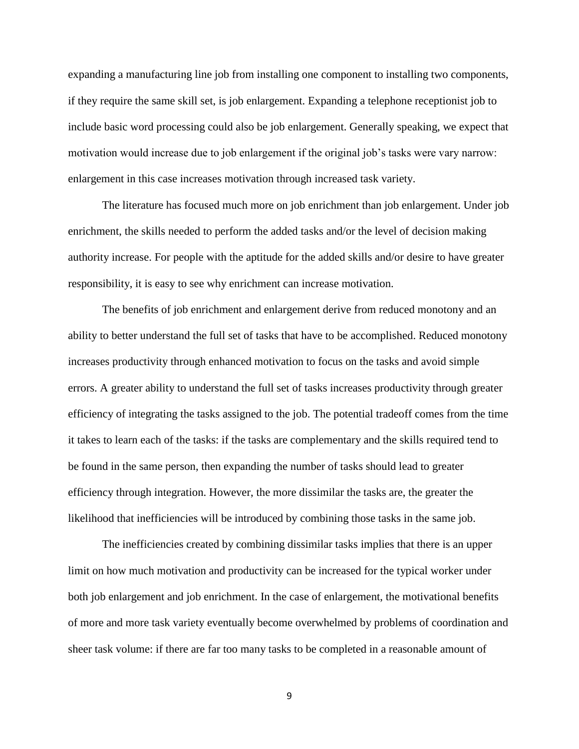expanding a manufacturing line job from installing one component to installing two components, if they require the same skill set, is job enlargement. Expanding a telephone receptionist job to include basic word processing could also be job enlargement. Generally speaking, we expect that motivation would increase due to job enlargement if the original job's tasks were vary narrow: enlargement in this case increases motivation through increased task variety.

The literature has focused much more on job enrichment than job enlargement. Under job enrichment, the skills needed to perform the added tasks and/or the level of decision making authority increase. For people with the aptitude for the added skills and/or desire to have greater responsibility, it is easy to see why enrichment can increase motivation.

The benefits of job enrichment and enlargement derive from reduced monotony and an ability to better understand the full set of tasks that have to be accomplished. Reduced monotony increases productivity through enhanced motivation to focus on the tasks and avoid simple errors. A greater ability to understand the full set of tasks increases productivity through greater efficiency of integrating the tasks assigned to the job. The potential tradeoff comes from the time it takes to learn each of the tasks: if the tasks are complementary and the skills required tend to be found in the same person, then expanding the number of tasks should lead to greater efficiency through integration. However, the more dissimilar the tasks are, the greater the likelihood that inefficiencies will be introduced by combining those tasks in the same job.

The inefficiencies created by combining dissimilar tasks implies that there is an upper limit on how much motivation and productivity can be increased for the typical worker under both job enlargement and job enrichment. In the case of enlargement, the motivational benefits of more and more task variety eventually become overwhelmed by problems of coordination and sheer task volume: if there are far too many tasks to be completed in a reasonable amount of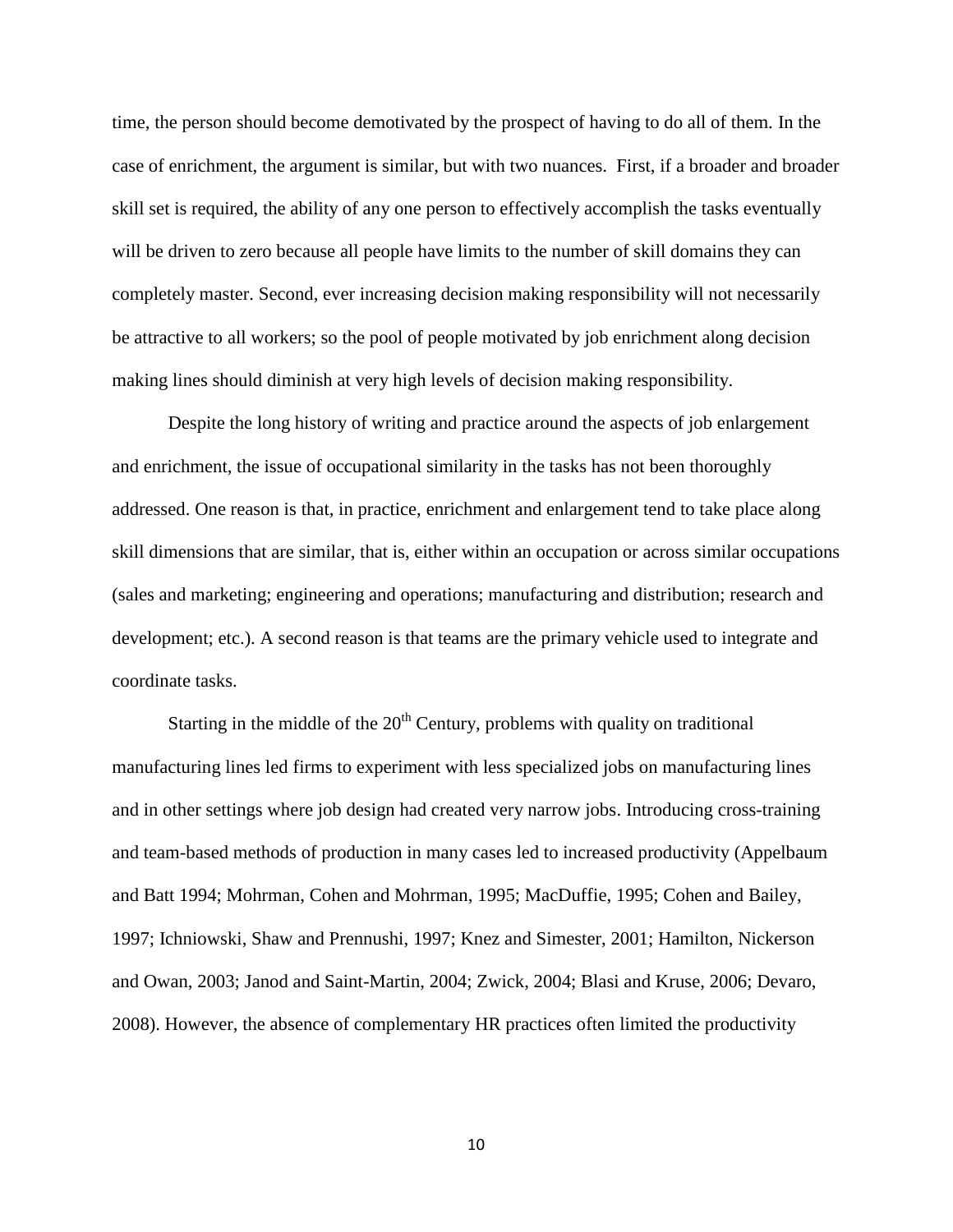time, the person should become demotivated by the prospect of having to do all of them. In the case of enrichment, the argument is similar, but with two nuances. First, if a broader and broader skill set is required, the ability of any one person to effectively accomplish the tasks eventually will be driven to zero because all people have limits to the number of skill domains they can completely master. Second, ever increasing decision making responsibility will not necessarily be attractive to all workers; so the pool of people motivated by job enrichment along decision making lines should diminish at very high levels of decision making responsibility.

Despite the long history of writing and practice around the aspects of job enlargement and enrichment, the issue of occupational similarity in the tasks has not been thoroughly addressed. One reason is that, in practice, enrichment and enlargement tend to take place along skill dimensions that are similar, that is, either within an occupation or across similar occupations (sales and marketing; engineering and operations; manufacturing and distribution; research and development; etc.). A second reason is that teams are the primary vehicle used to integrate and coordinate tasks.

Starting in the middle of the 20th Century, problems with quality on traditional manufacturing lines led firms to experiment with less specialized jobs on manufacturing lines and in other settings where job design had created very narrow jobs. Introducing cross-training and team-based methods of production in many cases led to increased productivity (Appelbaum and Batt 1994; Mohrman, Cohen and Mohrman, 1995; MacDuffie, 1995; Cohen and Bailey, 1997; Ichniowski, Shaw and Prennushi, 1997; Knez and Simester, 2001; Hamilton, Nickerson and Owan, 2003; Janod and Saint-Martin, 2004; Zwick, 2004; Blasi and Kruse, 2006; Devaro, 2008). However, the absence of complementary HR practices often limited the productivity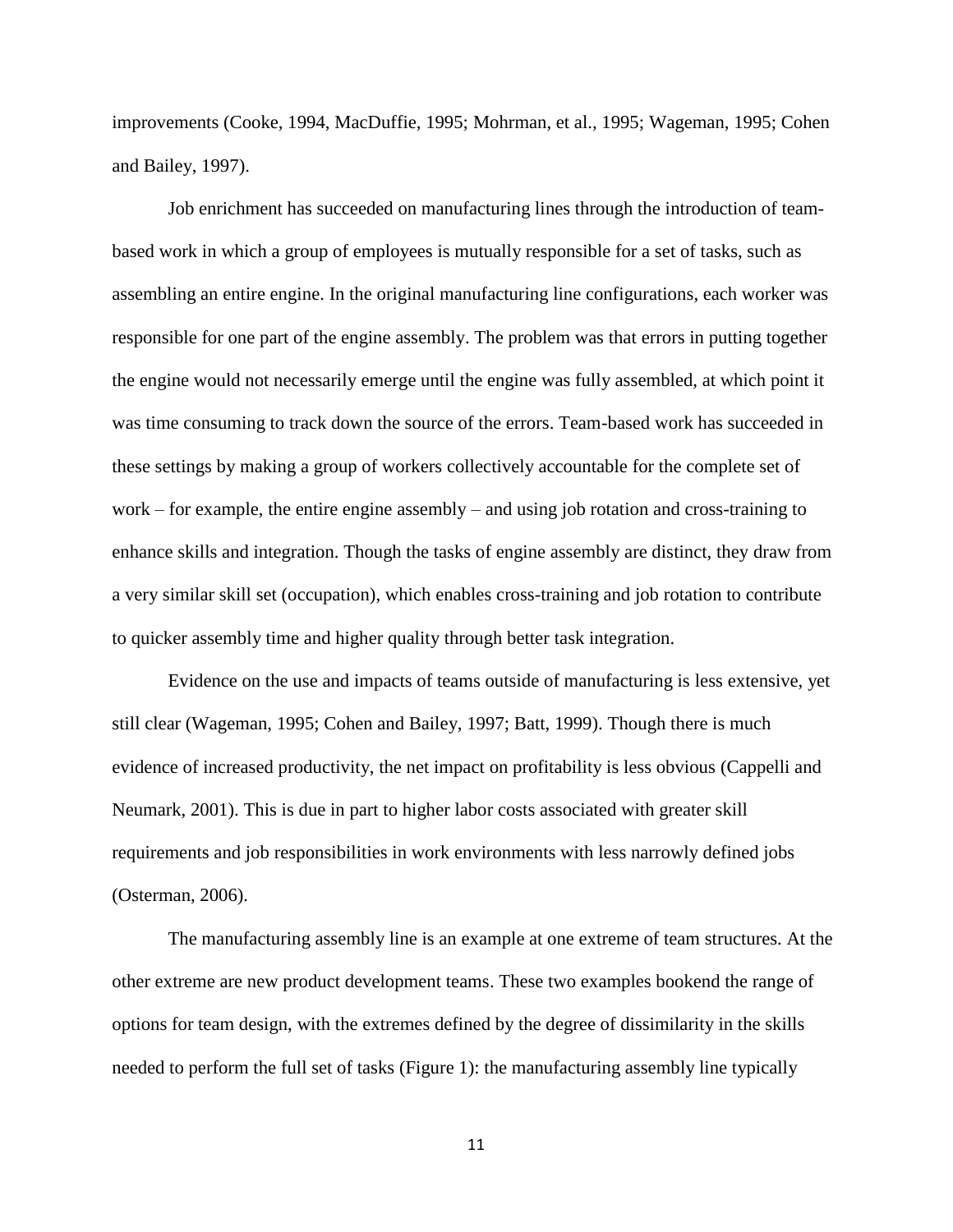improvements (Cooke, 1994, MacDuffie, 1995; Mohrman, et al., 1995; Wageman, 1995; Cohen and Bailey, 1997).

Job enrichment has succeeded on manufacturing lines through the introduction of team-based work in which a group of employees is mutually responsible for a set of tasks, such as assembling an entire engine. In the original manufacturing line configurations, each worker was responsible for one part of the engine assembly. The problem was that errors in putting together the engine would not necessarily emerge until the engine was fully assembled, at which point it was time consuming to track down the source of the errors. Team-based work has succeeded in these settings by making a group of workers collectively accountable for the complete set of work – for example, the entire engine assembly – and using job rotation and cross-training to enhance skills and integration. Though the tasks of engine assembly are distinct, they draw from a very similar skill set (occupation), which enables cross-training and job rotation to contribute to quicker assembly time and higher quality through better task integration.

Evidence on the use and impacts of teams outside of manufacturing is less extensive, yet still clear (Wageman, 1995; Cohen and Bailey, 1997; Batt, 1999). Though there is much evidence of increased productivity, the net impact on profitability is less obvious (Cappelli and Neumark, 2001). This is due in part to higher labor costs associated with greater skill requirements and job responsibilities in work environments with less narrowly defined jobs (Osterman, 2006).

The manufacturing assembly line is an example at one extreme of team structures. At the other extreme are new product development teams. These two examples bookend the range of options for team design, with the extremes defined by the degree of dissimilarity in the skills needed to perform the full set of tasks (Figure 1): the manufacturing assembly line typically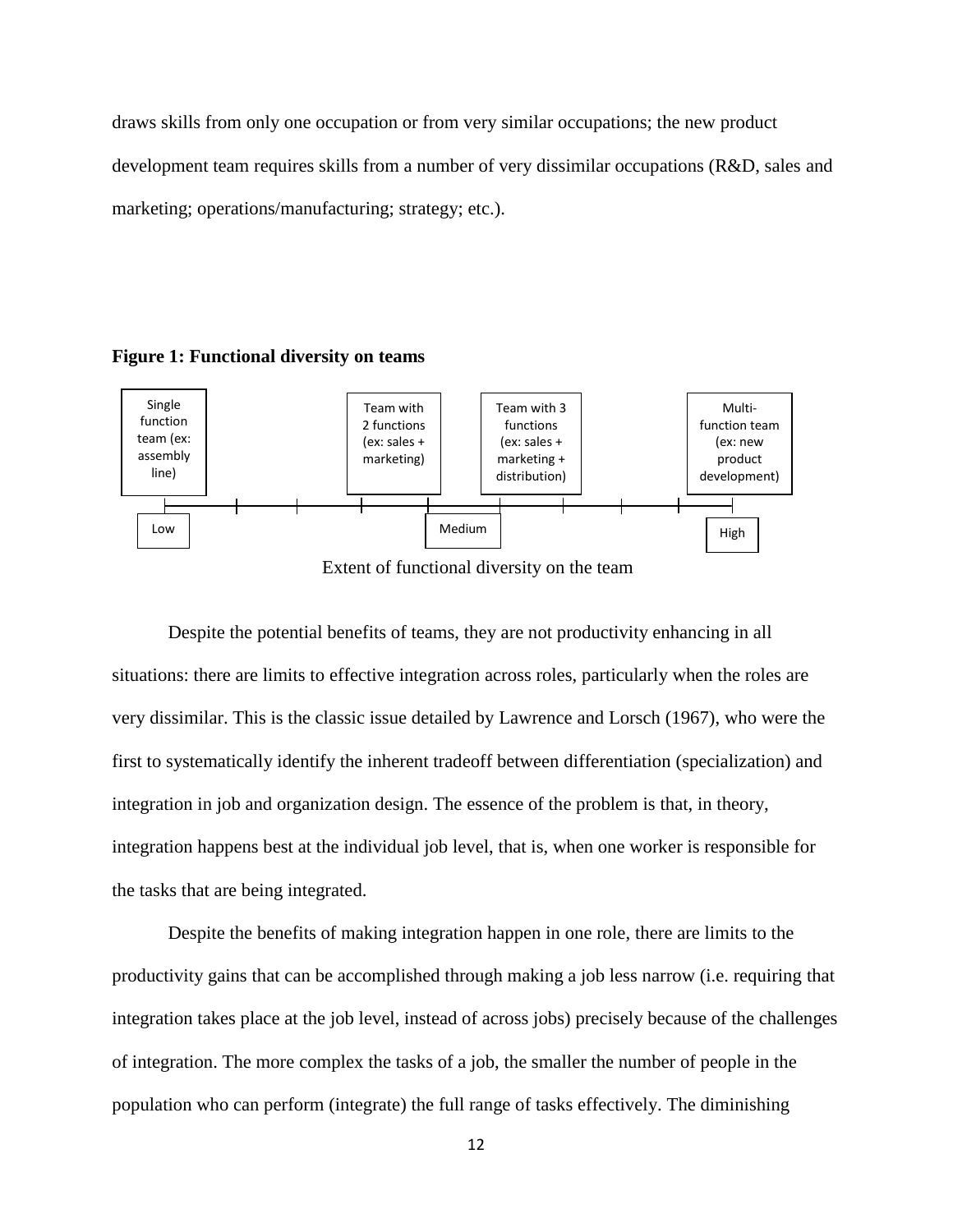draws skills from only one occupation or from very similar occupations; the new product development team requires skills from a number of very dissimilar occupations (R&D, sales and marketing; operations/manufacturing; strategy; etc.).

**Figure 1: Functional diversity on teams**

Single function team (ex: assembly line) — Team with 2 functions (ex: sales + marketing) — Team with 3 functions (ex: sales + marketing + distribution) — Multi-function team (ex: new product development)

Low — Medium — High

Extent of functional diversity on the team

Despite the potential benefits of teams, they are not productivity enhancing in all situations: there are limits to effective integration across roles, particularly when the roles are very dissimilar. This is the classic issue detailed by Lawrence and Lorsch (1967), who were the first to systematically identify the inherent tradeoff between differentiation (specialization) and integration in job and organization design. The essence of the problem is that, in theory, integration happens best at the individual job level, that is, when one worker is responsible for the tasks that are being integrated.

Despite the benefits of making integration happen in one role, there are limits to the productivity gains that can be accomplished through making a job less narrow (i.e. requiring that integration takes place at the job level, instead of across jobs) precisely because of the challenges of integration. The more complex the tasks of a job, the smaller the number of people in the population who can perform (integrate) the full range of tasks effectively. The diminishing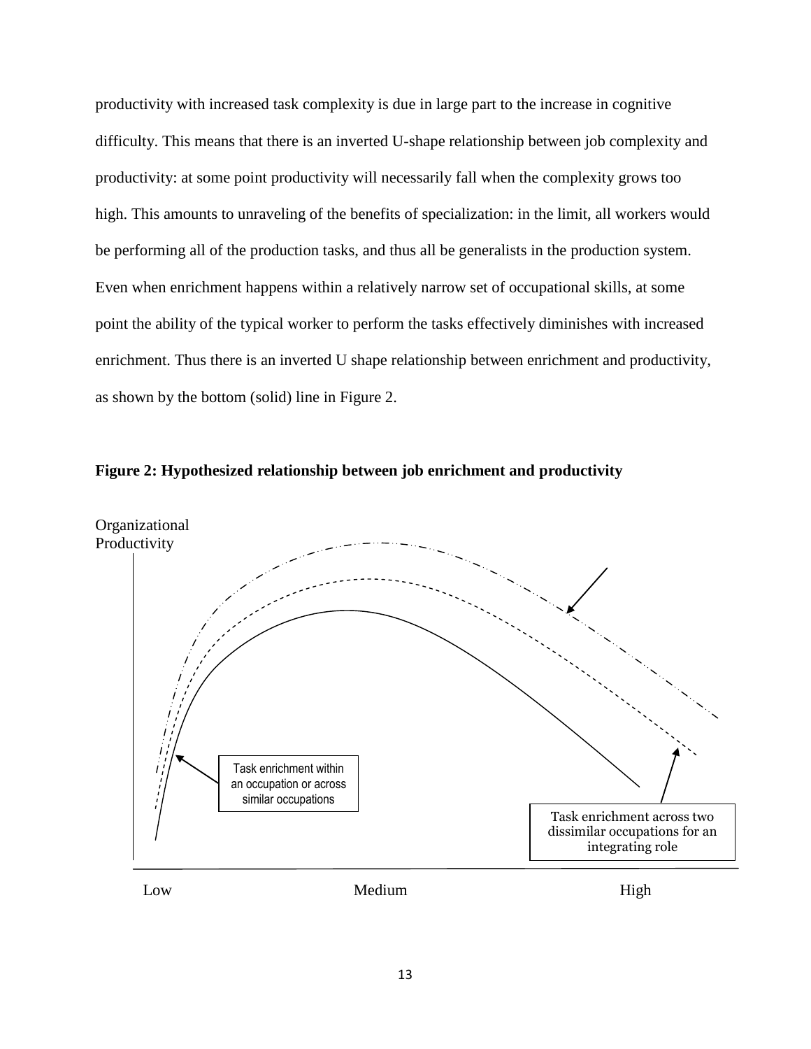productivity with increased task complexity is due in large part to the increase in cognitive difficulty. This means that there is an inverted U-shape relationship between job complexity and productivity: at some point productivity will necessarily fall when the complexity grows too high. This amounts to unraveling of the benefits of specialization: in the limit, all workers would be performing all of the production tasks, and thus all be generalists in the production system. Even when enrichment happens within a relatively narrow set of occupational skills, at some point the ability of the typical worker to perform the tasks effectively diminishes with increased enrichment. Thus there is an inverted U shape relationship between enrichment and productivity, as shown by the bottom (solid) line in Figure 2.

**Figure 2: Hypothesized relationship between job enrichment and productivity**

Organizational Productivity

Task enrichment within an occupation or across similar occupations

Task enrichment across two dissimilar occupations for an integrating role

Low Medium High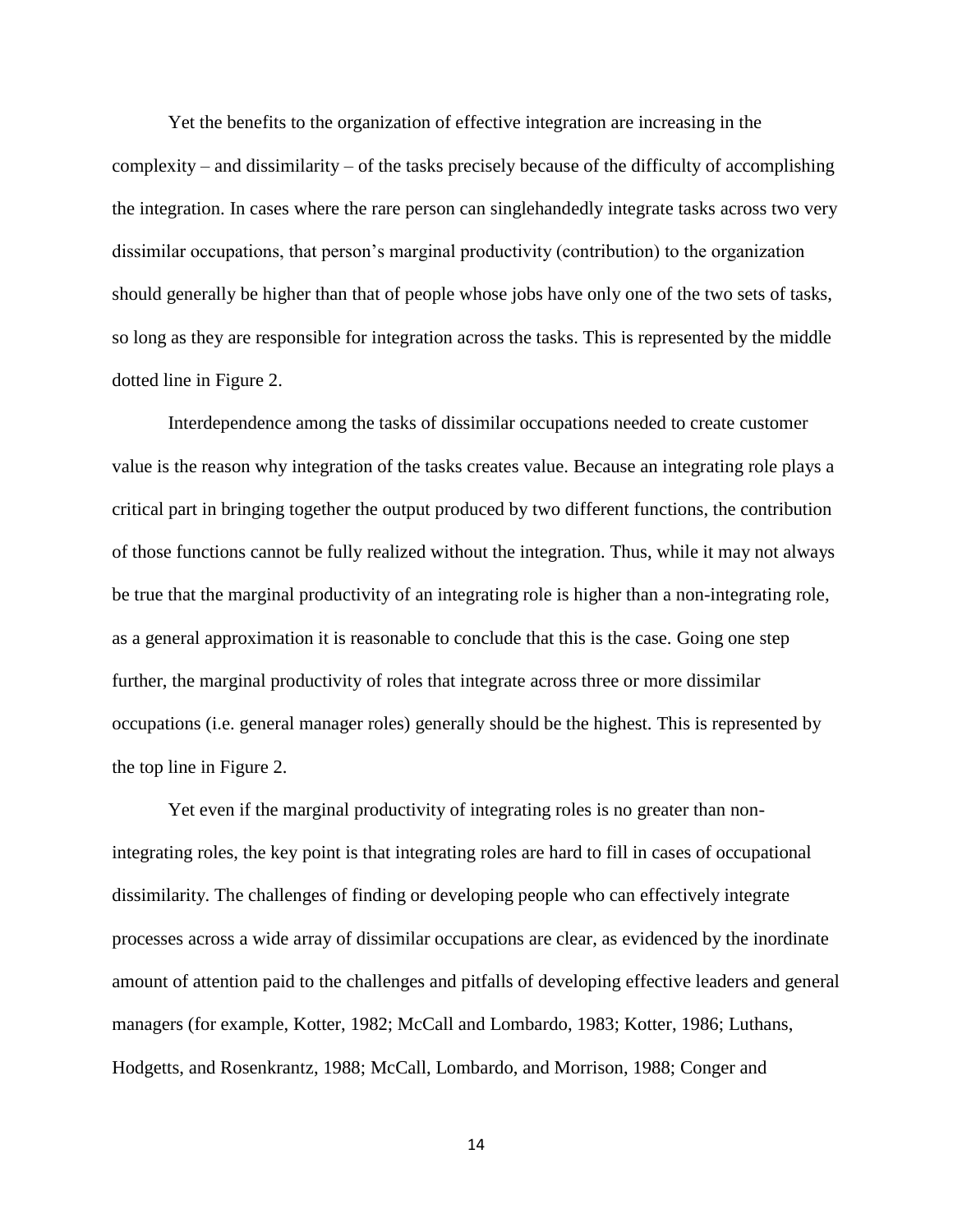Yet the benefits to the organization of effective integration are increasing in the complexity – and dissimilarity – of the tasks precisely because of the difficulty of accomplishing the integration. In cases where the rare person can singlehandedly integrate tasks across two very dissimilar occupations, that person's marginal productivity (contribution) to the organization should generally be higher than that of people whose jobs have only one of the two sets of tasks, so long as they are responsible for integration across the tasks. This is represented by the middle dotted line in Figure 2.

Interdependence among the tasks of dissimilar occupations needed to create customer value is the reason why integration of the tasks creates value. Because an integrating role plays a critical part in bringing together the output produced by two different functions, the contribution of those functions cannot be fully realized without the integration. Thus, while it may not always be true that the marginal productivity of an integrating role is higher than a non-integrating role, as a general approximation it is reasonable to conclude that this is the case. Going one step further, the marginal productivity of roles that integrate across three or more dissimilar occupations (i.e. general manager roles) generally should be the highest. This is represented by the top line in Figure 2.

Yet even if the marginal productivity of integrating roles is no greater than non-integrating roles, the key point is that integrating roles are hard to fill in cases of occupational dissimilarity. The challenges of finding or developing people who can effectively integrate processes across a wide array of dissimilar occupations are clear, as evidenced by the inordinate amount of attention paid to the challenges and pitfalls of developing effective leaders and general managers (for example, Kotter, 1982; McCall and Lombardo, 1983; Kotter, 1986; Luthans, Hodgetts, and Rosenkrantz, 1988; McCall, Lombardo, and Morrison, 1988; Conger and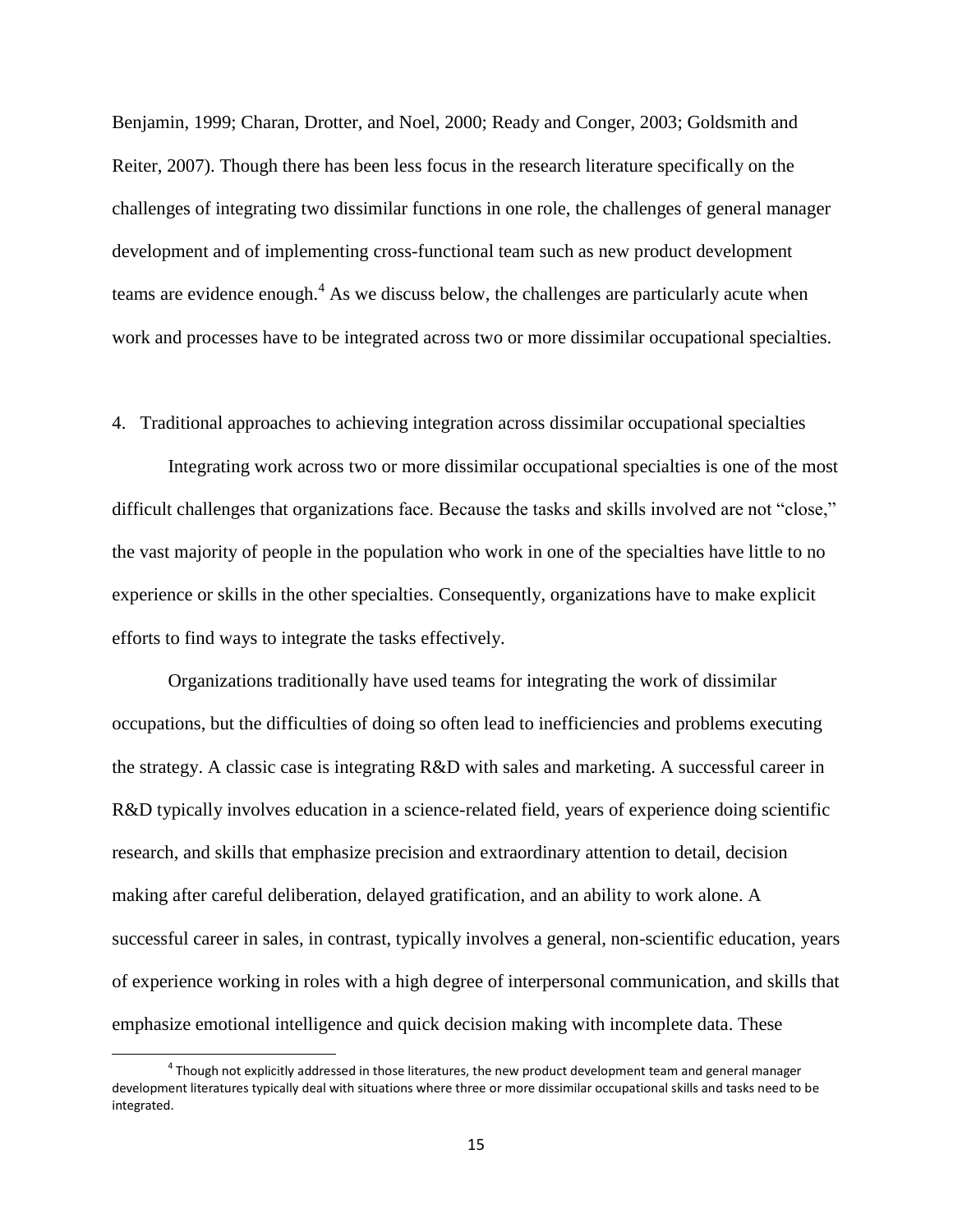Benjamin, 1999; Charan, Drotter, and Noel, 2000; Ready and Conger, 2003; Goldsmith and Reiter, 2007). Though there has been less focus in the research literature specifically on the challenges of integrating two dissimilar functions in one role, the challenges of general manager development and of implementing cross-functional team such as new product development teams are evidence enough.[4] As we discuss below, the challenges are particularly acute when work and processes have to be integrated across two or more dissimilar occupational specialties.

## 4. Traditional approaches to achieving integration across dissimilar occupational specialties

Integrating work across two or more dissimilar occupational specialties is one of the most difficult challenges that organizations face. Because the tasks and skills involved are not "close," the vast majority of people in the population who work in one of the specialties have little to no experience or skills in the other specialties. Consequently, organizations have to make explicit efforts to find ways to integrate the tasks effectively.

Organizations traditionally have used teams for integrating the work of dissimilar occupations, but the difficulties of doing so often lead to inefficiencies and problems executing the strategy. A classic case is integrating R&D with sales and marketing. A successful career in R&D typically involves education in a science-related field, years of experience doing scientific research, and skills that emphasize precision and extraordinary attention to detail, decision making after careful deliberation, delayed gratification, and an ability to work alone. A successful career in sales, in contrast, typically involves a general, non-scientific education, years of experience working in roles with a high degree of interpersonal communication, and skills that emphasize emotional intelligence and quick decision making with incomplete data. These

[4] Though not explicitly addressed in those literatures, the new product development team and general manager development literatures typically deal with situations where three or more dissimilar occupational skills and tasks need to be integrated.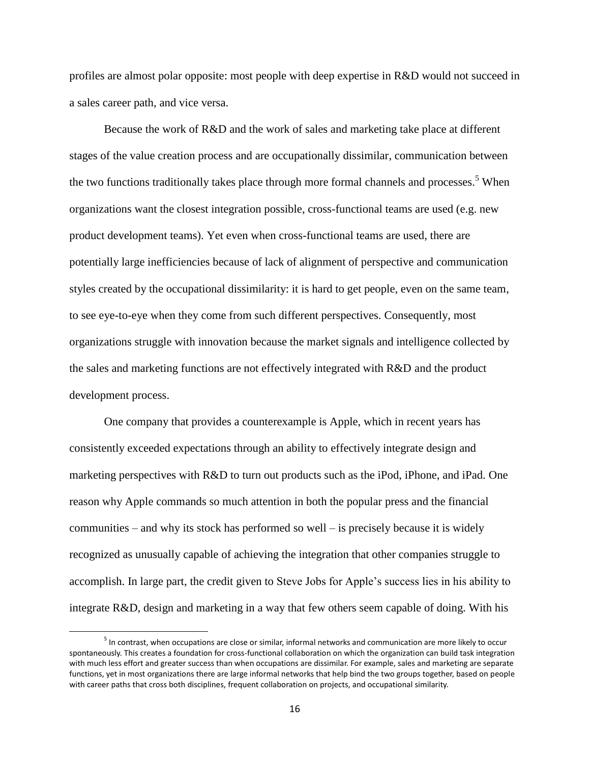profiles are almost polar opposite: most people with deep expertise in R&D would not succeed in a sales career path, and vice versa.

Because the work of R&D and the work of sales and marketing take place at different stages of the value creation process and are occupationally dissimilar, communication between the two functions traditionally takes place through more formal channels and processes.[5] When organizations want the closest integration possible, cross-functional teams are used (e.g. new product development teams). Yet even when cross-functional teams are used, there are potentially large inefficiencies because of lack of alignment of perspective and communication styles created by the occupational dissimilarity: it is hard to get people, even on the same team, to see eye-to-eye when they come from such different perspectives. Consequently, most organizations struggle with innovation because the market signals and intelligence collected by the sales and marketing functions are not effectively integrated with R&D and the product development process.

One company that provides a counterexample is Apple, which in recent years has consistently exceeded expectations through an ability to effectively integrate design and marketing perspectives with R&D to turn out products such as the iPod, iPhone, and iPad. One reason why Apple commands so much attention in both the popular press and the financial communities – and why its stock has performed so well – is precisely because it is widely recognized as unusually capable of achieving the integration that other companies struggle to accomplish. In large part, the credit given to Steve Jobs for Apple's success lies in his ability to integrate R&D, design and marketing in a way that few others seem capable of doing. With his

[5] In contrast, when occupations are close or similar, informal networks and communication are more likely to occur spontaneously. This creates a foundation for cross-functional collaboration on which the organization can build task integration with much less effort and greater success than when occupations are dissimilar. For example, sales and marketing are separate functions, yet in most organizations there are large informal networks that help bind the two groups together, based on people with career paths that cross both disciplines, frequent collaboration on projects, and occupational similarity.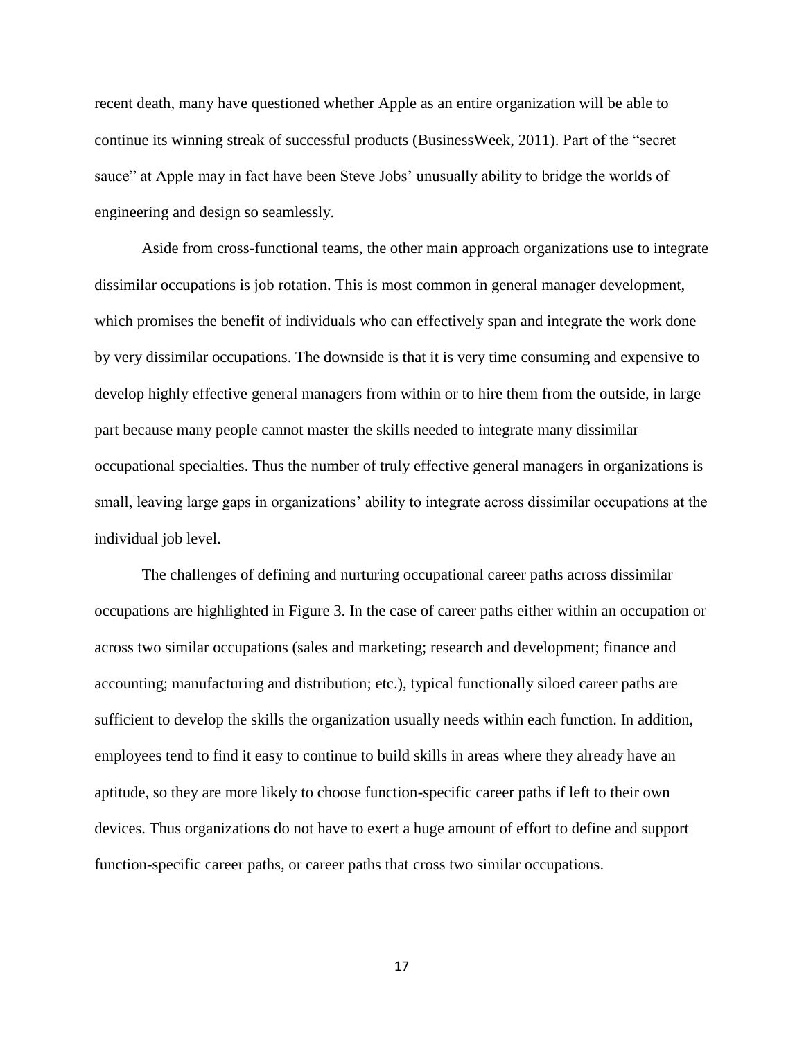recent death, many have questioned whether Apple as an entire organization will be able to continue its winning streak of successful products (BusinessWeek, 2011). Part of the "secret sauce" at Apple may in fact have been Steve Jobs' unusually ability to bridge the worlds of engineering and design so seamlessly.

Aside from cross-functional teams, the other main approach organizations use to integrate dissimilar occupations is job rotation. This is most common in general manager development, which promises the benefit of individuals who can effectively span and integrate the work done by very dissimilar occupations. The downside is that it is very time consuming and expensive to develop highly effective general managers from within or to hire them from the outside, in large part because many people cannot master the skills needed to integrate many dissimilar occupational specialties. Thus the number of truly effective general managers in organizations is small, leaving large gaps in organizations' ability to integrate across dissimilar occupations at the individual job level.

The challenges of defining and nurturing occupational career paths across dissimilar occupations are highlighted in Figure 3. In the case of career paths either within an occupation or across two similar occupations (sales and marketing; research and development; finance and accounting; manufacturing and distribution; etc.), typical functionally siloed career paths are sufficient to develop the skills the organization usually needs within each function. In addition, employees tend to find it easy to continue to build skills in areas where they already have an aptitude, so they are more likely to choose function-specific career paths if left to their own devices. Thus organizations do not have to exert a huge amount of effort to define and support function-specific career paths, or career paths that cross two similar occupations.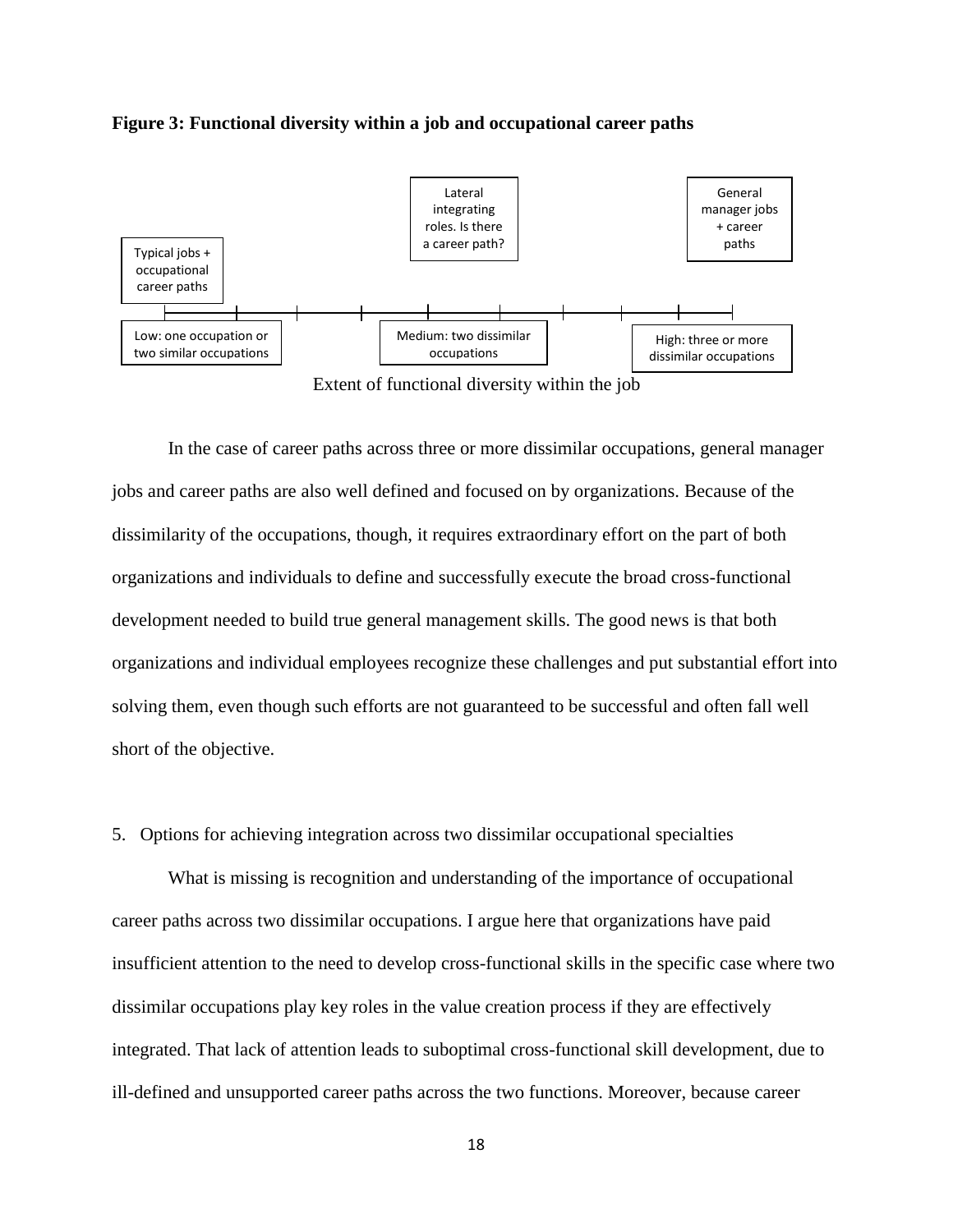**Figure 3: Functional diversity within a job and occupational career paths**

Typical jobs + occupational career paths

Lateral integrating roles. Is there a career path?

General manager jobs + career paths

Low: one occupation or two similar occupations

Medium: two dissimilar occupations

High: three or more dissimilar occupations

Extent of functional diversity within the job

In the case of career paths across three or more dissimilar occupations, general manager jobs and career paths are also well defined and focused on by organizations. Because of the dissimilarity of the occupations, though, it requires extraordinary effort on the part of both organizations and individuals to define and successfully execute the broad cross-functional development needed to build true general management skills. The good news is that both organizations and individual employees recognize these challenges and put substantial effort into solving them, even though such efforts are not guaranteed to be successful and often fall well short of the objective.

5. Options for achieving integration across two dissimilar occupational specialties

What is missing is recognition and understanding of the importance of occupational career paths across two dissimilar occupations. I argue here that organizations have paid insufficient attention to the need to develop cross-functional skills in the specific case where two dissimilar occupations play key roles in the value creation process if they are effectively integrated. That lack of attention leads to suboptimal cross-functional skill development, due to ill-defined and unsupported career paths across the two functions. Moreover, because career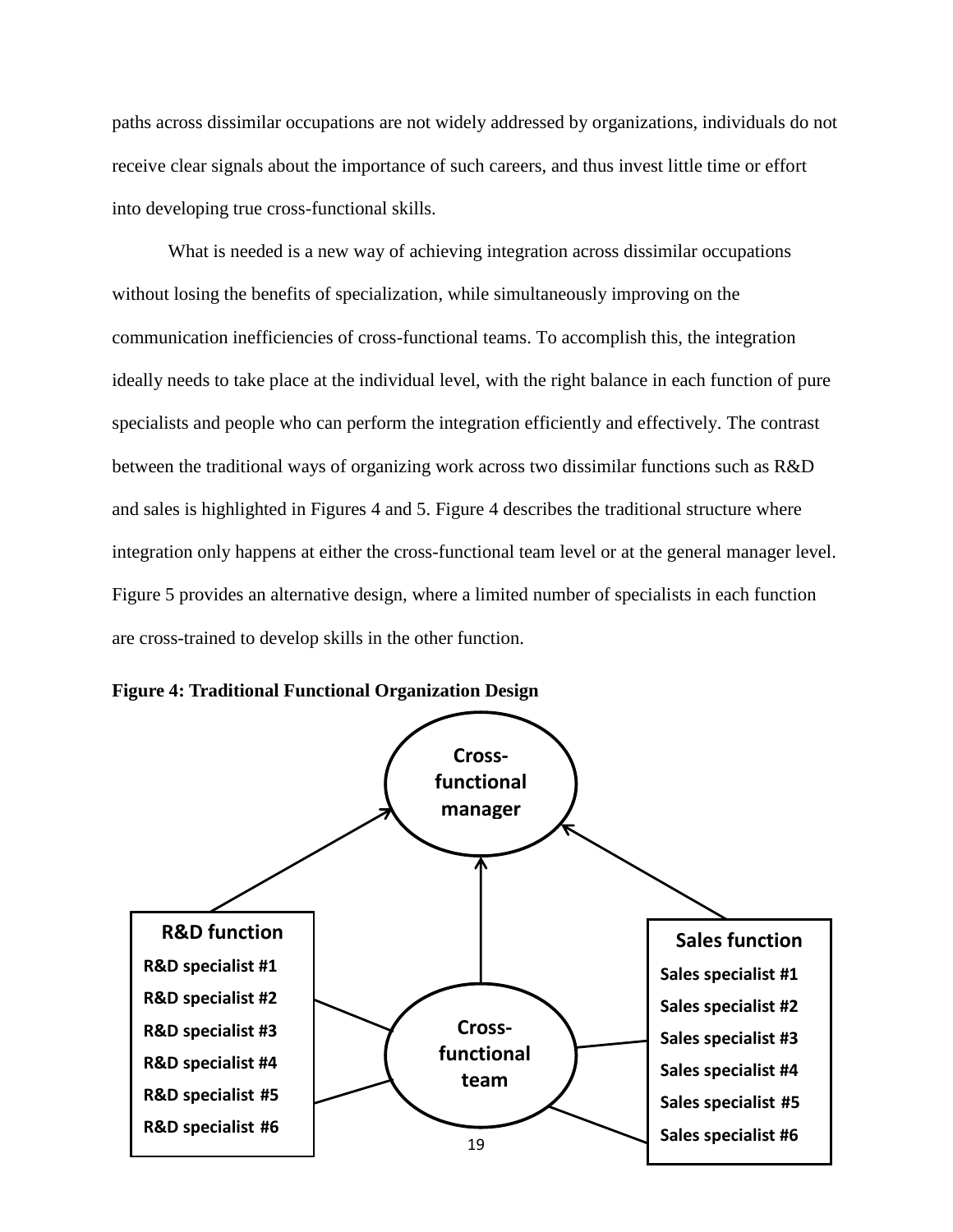paths across dissimilar occupations are not widely addressed by organizations, individuals do not receive clear signals about the importance of such careers, and thus invest little time or effort into developing true cross-functional skills.

What is needed is a new way of achieving integration across dissimilar occupations without losing the benefits of specialization, while simultaneously improving on the communication inefficiencies of cross-functional teams. To accomplish this, the integration ideally needs to take place at the individual level, with the right balance in each function of pure specialists and people who can perform the integration efficiently and effectively. The contrast between the traditional ways of organizing work across two dissimilar functions such as R&D and sales is highlighted in Figures 4 and 5. Figure 4 describes the traditional structure where integration only happens at either the cross-functional team level or at the general manager level. Figure 5 provides an alternative design, where a limited number of specialists in each function are cross-trained to develop skills in the other function.

**Figure 4: Traditional Functional Organization Design**

Cross-functional manager

R&D function
R&D specialist #1
R&D specialist #2
R&D specialist #3
R&D specialist #4
R&D specialist #5
R&D specialist #6

Cross-functional team

Sales function
Sales specialist #1
Sales specialist #2
Sales specialist #3
Sales specialist #4
Sales specialist #5
Sales specialist #6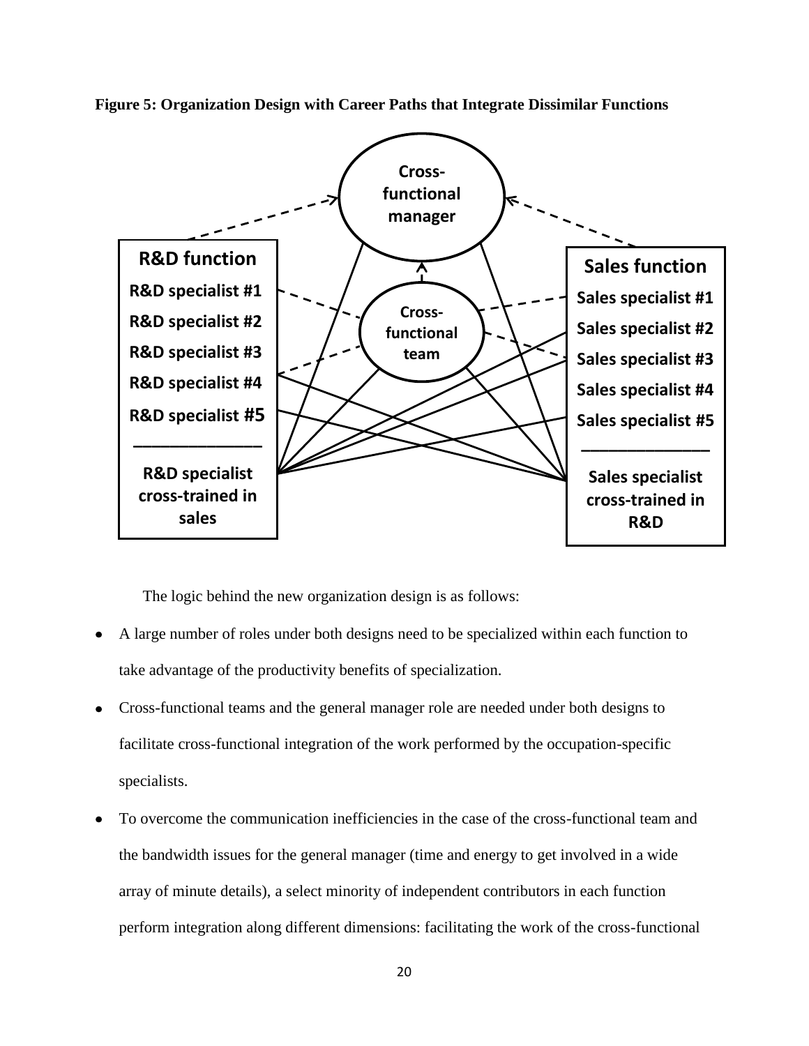**Figure 5: Organization Design with Career Paths that Integrate Dissimilar Functions**

Cross-functional manager

R&D function
R&D specialist #1
R&D specialist #2
R&D specialist #3
R&D specialist #4
R&D specialist #5
R&D specialist cross-trained in sales

Cross-functional team

Sales function
Sales specialist #1
Sales specialist #2
Sales specialist #3
Sales specialist #4
Sales specialist #5
Sales specialist cross-trained in R&D

The logic behind the new organization design is as follows:

- A large number of roles under both designs need to be specialized within each function to take advantage of the productivity benefits of specialization.
- Cross-functional teams and the general manager role are needed under both designs to facilitate cross-functional integration of the work performed by the occupation-specific specialists.
- To overcome the communication inefficiencies in the case of the cross-functional team and the bandwidth issues for the general manager (time and energy to get involved in a wide array of minute details), a select minority of independent contributors in each function perform integration along different dimensions: facilitating the work of the cross-functional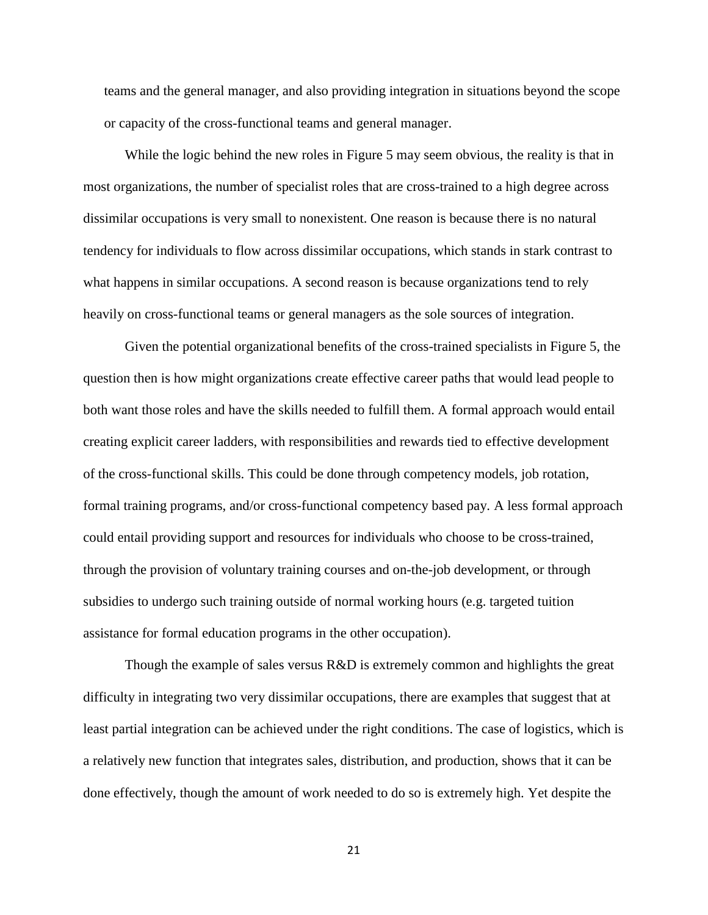teams and the general manager, and also providing integration in situations beyond the scope or capacity of the cross-functional teams and general manager.

While the logic behind the new roles in Figure 5 may seem obvious, the reality is that in most organizations, the number of specialist roles that are cross-trained to a high degree across dissimilar occupations is very small to nonexistent. One reason is because there is no natural tendency for individuals to flow across dissimilar occupations, which stands in stark contrast to what happens in similar occupations. A second reason is because organizations tend to rely heavily on cross-functional teams or general managers as the sole sources of integration.

Given the potential organizational benefits of the cross-trained specialists in Figure 5, the question then is how might organizations create effective career paths that would lead people to both want those roles and have the skills needed to fulfill them. A formal approach would entail creating explicit career ladders, with responsibilities and rewards tied to effective development of the cross-functional skills. This could be done through competency models, job rotation, formal training programs, and/or cross-functional competency based pay. A less formal approach could entail providing support and resources for individuals who choose to be cross-trained, through the provision of voluntary training courses and on-the-job development, or through subsidies to undergo such training outside of normal working hours (e.g. targeted tuition assistance for formal education programs in the other occupation).

Though the example of sales versus R&D is extremely common and highlights the great difficulty in integrating two very dissimilar occupations, there are examples that suggest that at least partial integration can be achieved under the right conditions. The case of logistics, which is a relatively new function that integrates sales, distribution, and production, shows that it can be done effectively, though the amount of work needed to do so is extremely high. Yet despite the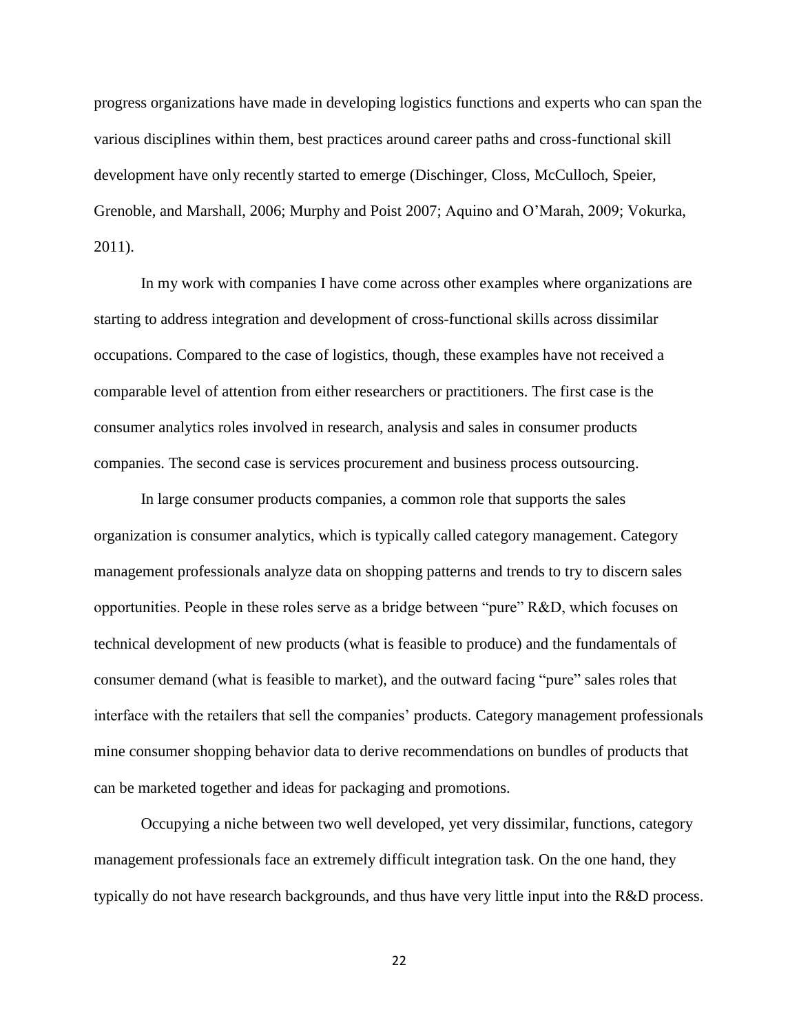progress organizations have made in developing logistics functions and experts who can span the various disciplines within them, best practices around career paths and cross-functional skill development have only recently started to emerge (Dischinger, Closs, McCulloch, Speier, Grenoble, and Marshall, 2006; Murphy and Poist 2007; Aquino and O'Marah, 2009; Vokurka, 2011).

In my work with companies I have come across other examples where organizations are starting to address integration and development of cross-functional skills across dissimilar occupations. Compared to the case of logistics, though, these examples have not received a comparable level of attention from either researchers or practitioners. The first case is the consumer analytics roles involved in research, analysis and sales in consumer products companies. The second case is services procurement and business process outsourcing.

In large consumer products companies, a common role that supports the sales organization is consumer analytics, which is typically called category management. Category management professionals analyze data on shopping patterns and trends to try to discern sales opportunities. People in these roles serve as a bridge between "pure" R&D, which focuses on technical development of new products (what is feasible to produce) and the fundamentals of consumer demand (what is feasible to market), and the outward facing "pure" sales roles that interface with the retailers that sell the companies' products. Category management professionals mine consumer shopping behavior data to derive recommendations on bundles of products that can be marketed together and ideas for packaging and promotions.

Occupying a niche between two well developed, yet very dissimilar, functions, category management professionals face an extremely difficult integration task. On the one hand, they typically do not have research backgrounds, and thus have very little input into the R&D process.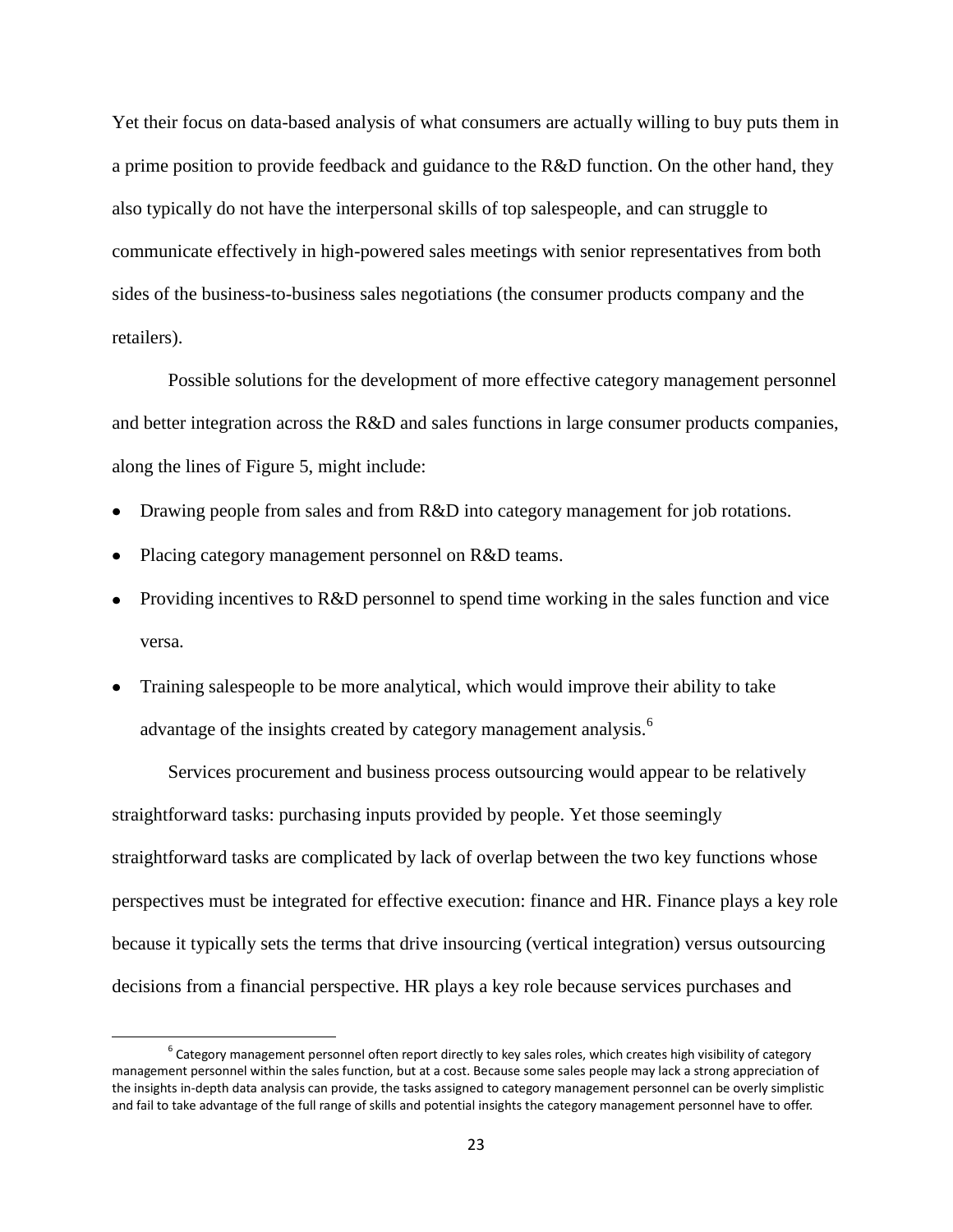Yet their focus on data-based analysis of what consumers are actually willing to buy puts them in a prime position to provide feedback and guidance to the R&D function. On the other hand, they also typically do not have the interpersonal skills of top salespeople, and can struggle to communicate effectively in high-powered sales meetings with senior representatives from both sides of the business-to-business sales negotiations (the consumer products company and the retailers).

Possible solutions for the development of more effective category management personnel and better integration across the R&D and sales functions in large consumer products companies, along the lines of Figure 5, might include:

- Drawing people from sales and from R&D into category management for job rotations.
- Placing category management personnel on R&D teams.
- Providing incentives to R&D personnel to spend time working in the sales function and vice versa.
- Training salespeople to be more analytical, which would improve their ability to take advantage of the insights created by category management analysis.[6]

Services procurement and business process outsourcing would appear to be relatively straightforward tasks: purchasing inputs provided by people. Yet those seemingly straightforward tasks are complicated by lack of overlap between the two key functions whose perspectives must be integrated for effective execution: finance and HR. Finance plays a key role because it typically sets the terms that drive insourcing (vertical integration) versus outsourcing decisions from a financial perspective. HR plays a key role because services purchases and

---

[6] Category management personnel often report directly to key sales roles, which creates high visibility of category management personnel within the sales function, but at a cost. Because some sales people may lack a strong appreciation of the insights in-depth data analysis can provide, the tasks assigned to category management personnel can be overly simplistic and fail to take advantage of the full range of skills and potential insights the category management personnel have to offer.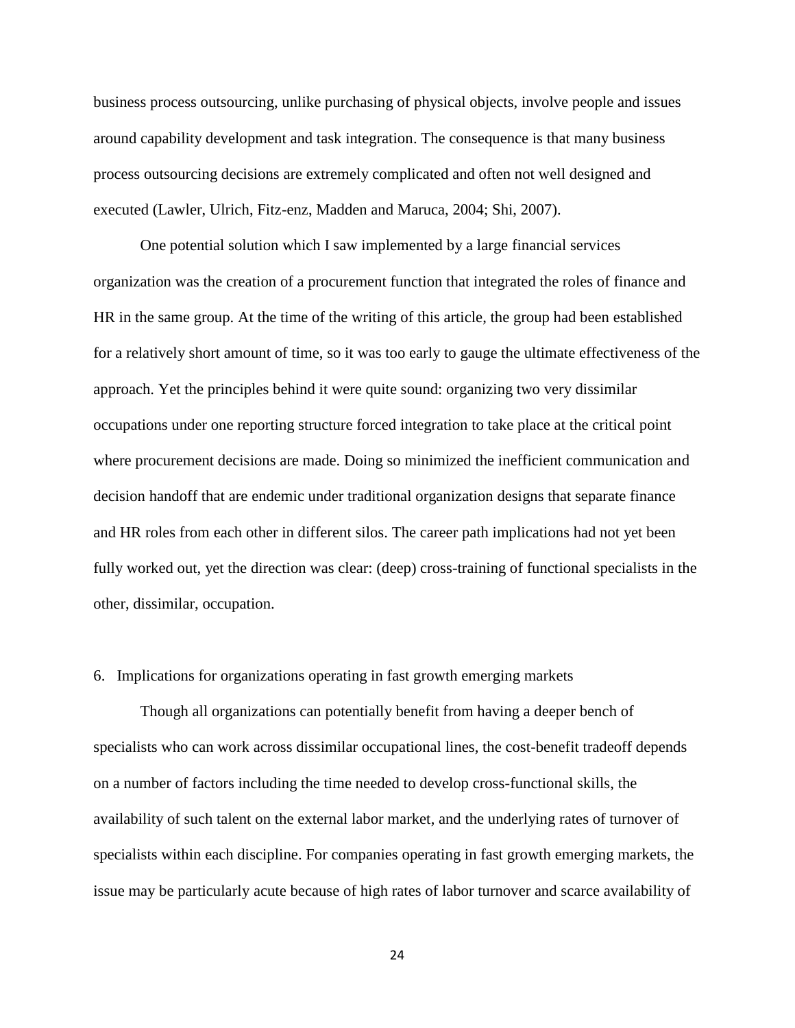business process outsourcing, unlike purchasing of physical objects, involve people and issues around capability development and task integration. The consequence is that many business process outsourcing decisions are extremely complicated and often not well designed and executed (Lawler, Ulrich, Fitz-enz, Madden and Maruca, 2004; Shi, 2007).

One potential solution which I saw implemented by a large financial services organization was the creation of a procurement function that integrated the roles of finance and HR in the same group. At the time of the writing of this article, the group had been established for a relatively short amount of time, so it was too early to gauge the ultimate effectiveness of the approach. Yet the principles behind it were quite sound: organizing two very dissimilar occupations under one reporting structure forced integration to take place at the critical point where procurement decisions are made. Doing so minimized the inefficient communication and decision handoff that are endemic under traditional organization designs that separate finance and HR roles from each other in different silos. The career path implications had not yet been fully worked out, yet the direction was clear: (deep) cross-training of functional specialists in the other, dissimilar, occupation.

## 6. Implications for organizations operating in fast growth emerging markets

Though all organizations can potentially benefit from having a deeper bench of specialists who can work across dissimilar occupational lines, the cost-benefit tradeoff depends on a number of factors including the time needed to develop cross-functional skills, the availability of such talent on the external labor market, and the underlying rates of turnover of specialists within each discipline. For companies operating in fast growth emerging markets, the issue may be particularly acute because of high rates of labor turnover and scarce availability of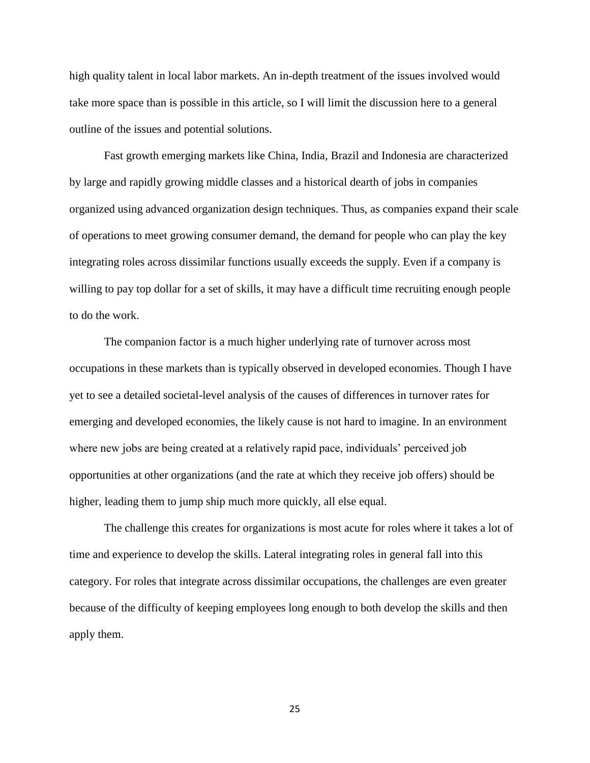high quality talent in local labor markets. An in-depth treatment of the issues involved would take more space than is possible in this article, so I will limit the discussion here to a general outline of the issues and potential solutions.

Fast growth emerging markets like China, India, Brazil and Indonesia are characterized by large and rapidly growing middle classes and a historical dearth of jobs in companies organized using advanced organization design techniques. Thus, as companies expand their scale of operations to meet growing consumer demand, the demand for people who can play the key integrating roles across dissimilar functions usually exceeds the supply. Even if a company is willing to pay top dollar for a set of skills, it may have a difficult time recruiting enough people to do the work.

The companion factor is a much higher underlying rate of turnover across most occupations in these markets than is typically observed in developed economies. Though I have yet to see a detailed societal-level analysis of the causes of differences in turnover rates for emerging and developed economies, the likely cause is not hard to imagine. In an environment where new jobs are being created at a relatively rapid pace, individuals' perceived job opportunities at other organizations (and the rate at which they receive job offers) should be higher, leading them to jump ship much more quickly, all else equal.

The challenge this creates for organizations is most acute for roles where it takes a lot of time and experience to develop the skills. Lateral integrating roles in general fall into this category. For roles that integrate across dissimilar occupations, the challenges are even greater because of the difficulty of keeping employees long enough to both develop the skills and then apply them.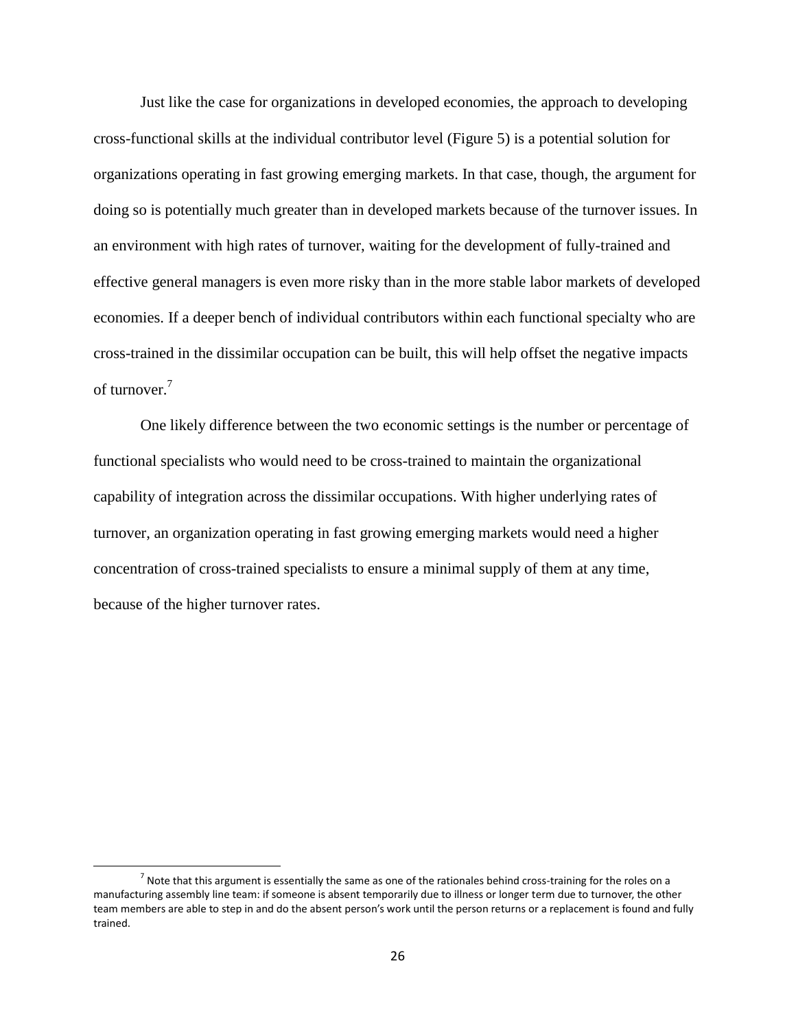Just like the case for organizations in developed economies, the approach to developing cross-functional skills at the individual contributor level (Figure 5) is a potential solution for organizations operating in fast growing emerging markets. In that case, though, the argument for doing so is potentially much greater than in developed markets because of the turnover issues. In an environment with high rates of turnover, waiting for the development of fully-trained and effective general managers is even more risky than in the more stable labor markets of developed economies. If a deeper bench of individual contributors within each functional specialty who are cross-trained in the dissimilar occupation can be built, this will help offset the negative impacts of turnover.[7]

One likely difference between the two economic settings is the number or percentage of functional specialists who would need to be cross-trained to maintain the organizational capability of integration across the dissimilar occupations. With higher underlying rates of turnover, an organization operating in fast growing emerging markets would need a higher concentration of cross-trained specialists to ensure a minimal supply of them at any time, because of the higher turnover rates.

---

[7] Note that this argument is essentially the same as one of the rationales behind cross-training for the roles on a manufacturing assembly line team: if someone is absent temporarily due to illness or longer term due to turnover, the other team members are able to step in and do the absent person's work until the person returns or a replacement is found and fully trained.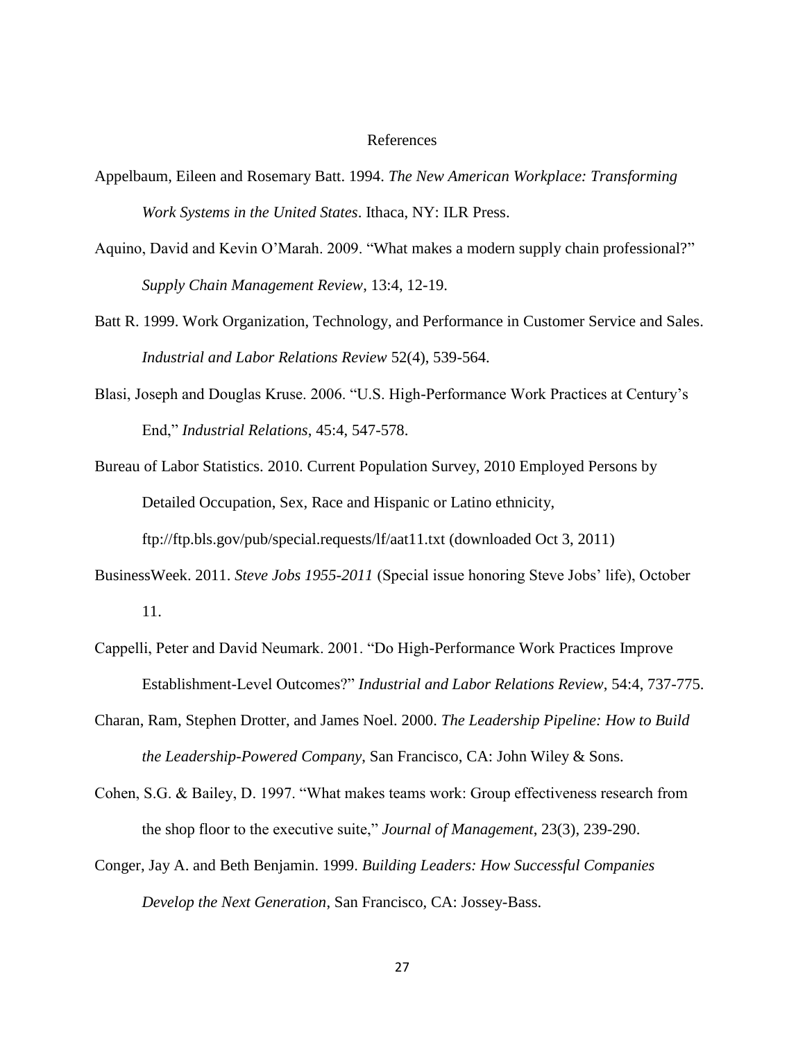# References

Appelbaum, Eileen and Rosemary Batt. 1994. *The New American Workplace: Transforming Work Systems in the United States*. Ithaca, NY: ILR Press.

Aquino, David and Kevin O'Marah. 2009. "What makes a modern supply chain professional?" *Supply Chain Management Review*, 13:4, 12-19.

Batt R. 1999. Work Organization, Technology, and Performance in Customer Service and Sales. *Industrial and Labor Relations Review* 52(4), 539-564.

Blasi, Joseph and Douglas Kruse. 2006. "U.S. High-Performance Work Practices at Century's End," *Industrial Relations*, 45:4, 547-578.

Bureau of Labor Statistics. 2010. Current Population Survey, 2010 Employed Persons by Detailed Occupation, Sex, Race and Hispanic or Latino ethnicity, ftp://ftp.bls.gov/pub/special.requests/lf/aat11.txt (downloaded Oct 3, 2011)

BusinessWeek. 2011. *Steve Jobs 1955-2011* (Special issue honoring Steve Jobs' life), October 11.

Cappelli, Peter and David Neumark. 2001. "Do High-Performance Work Practices Improve Establishment-Level Outcomes?" *Industrial and Labor Relations Review*, 54:4, 737-775.

Charan, Ram, Stephen Drotter, and James Noel. 2000. *The Leadership Pipeline: How to Build the Leadership-Powered Company*, San Francisco, CA: John Wiley & Sons.

Cohen, S.G. & Bailey, D. 1997. "What makes teams work: Group effectiveness research from the shop floor to the executive suite," *Journal of Management*, 23(3), 239-290.

Conger, Jay A. and Beth Benjamin. 1999. *Building Leaders: How Successful Companies Develop the Next Generation*, San Francisco, CA: Jossey-Bass.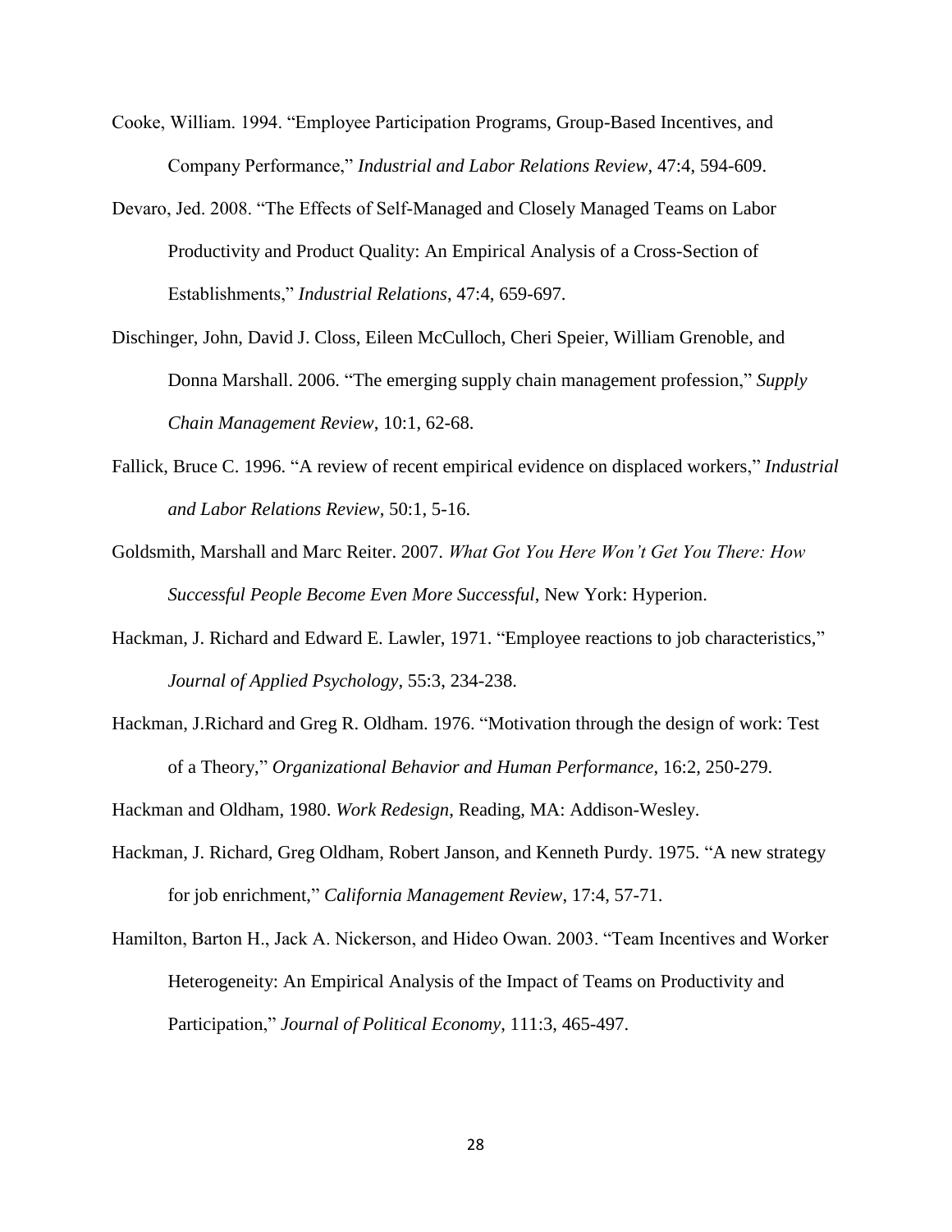Cooke, William. 1994. "Employee Participation Programs, Group-Based Incentives, and Company Performance," *Industrial and Labor Relations Review*, 47:4, 594-609.

Devaro, Jed. 2008. "The Effects of Self-Managed and Closely Managed Teams on Labor Productivity and Product Quality: An Empirical Analysis of a Cross-Section of Establishments," *Industrial Relations*, 47:4, 659-697.

Dischinger, John, David J. Closs, Eileen McCulloch, Cheri Speier, William Grenoble, and Donna Marshall. 2006. "The emerging supply chain management profession," *Supply Chain Management Review*, 10:1, 62-68.

Fallick, Bruce C. 1996. "A review of recent empirical evidence on displaced workers," *Industrial and Labor Relations Review*, 50:1, 5-16.

Goldsmith, Marshall and Marc Reiter. 2007. *What Got You Here Won't Get You There: How Successful People Become Even More Successful*, New York: Hyperion.

Hackman, J. Richard and Edward E. Lawler, 1971. "Employee reactions to job characteristics," *Journal of Applied Psychology*, 55:3, 234-238.

Hackman, J.Richard and Greg R. Oldham. 1976. "Motivation through the design of work: Test of a Theory," *Organizational Behavior and Human Performance*, 16:2, 250-279.

Hackman and Oldham, 1980. *Work Redesign*, Reading, MA: Addison-Wesley.

Hackman, J. Richard, Greg Oldham, Robert Janson, and Kenneth Purdy. 1975. "A new strategy for job enrichment," *California Management Review*, 17:4, 57-71.

Hamilton, Barton H., Jack A. Nickerson, and Hideo Owan. 2003. "Team Incentives and Worker Heterogeneity: An Empirical Analysis of the Impact of Teams on Productivity and Participation," *Journal of Political Economy*, 111:3, 465-497.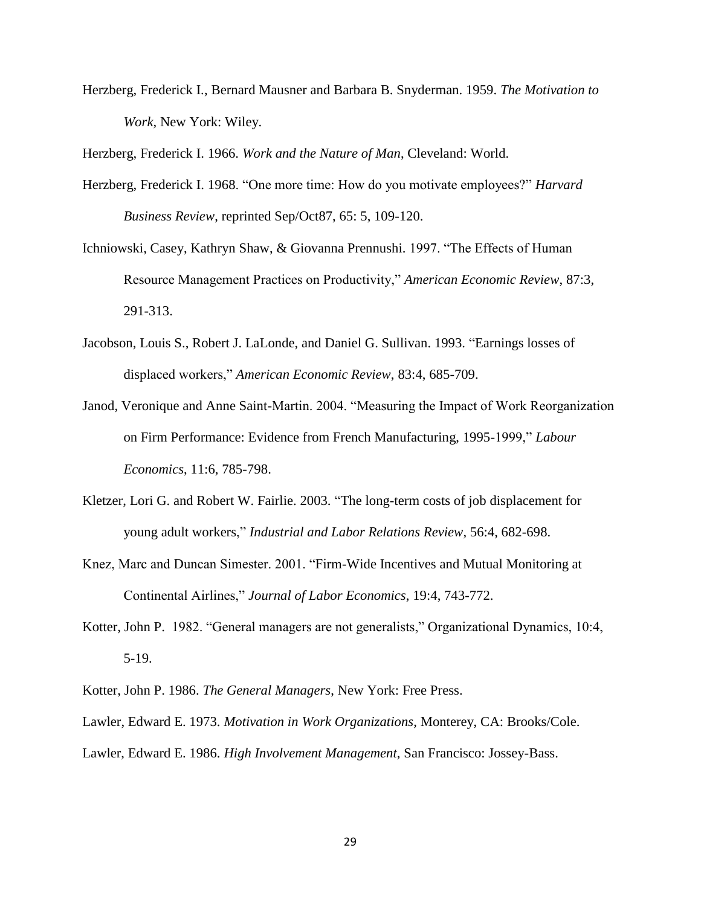Herzberg, Frederick I., Bernard Mausner and Barbara B. Snyderman. 1959. *The Motivation to Work*, New York: Wiley.

Herzberg, Frederick I. 1966. *Work and the Nature of Man*, Cleveland: World.

Herzberg, Frederick I. 1968. "One more time: How do you motivate employees?" *Harvard Business Review*, reprinted Sep/Oct87, 65: 5, 109-120.

Ichniowski, Casey, Kathryn Shaw, & Giovanna Prennushi. 1997. "The Effects of Human Resource Management Practices on Productivity," *American Economic Review*, 87:3, 291-313.

Jacobson, Louis S., Robert J. LaLonde, and Daniel G. Sullivan. 1993. "Earnings losses of displaced workers," *American Economic Review*, 83:4, 685-709.

Janod, Veronique and Anne Saint-Martin. 2004. "Measuring the Impact of Work Reorganization on Firm Performance: Evidence from French Manufacturing, 1995-1999," *Labour Economics*, 11:6, 785-798.

Kletzer, Lori G. and Robert W. Fairlie. 2003. "The long-term costs of job displacement for young adult workers," *Industrial and Labor Relations Review*, 56:4, 682-698.

Knez, Marc and Duncan Simester. 2001. "Firm-Wide Incentives and Mutual Monitoring at Continental Airlines," *Journal of Labor Economics*, 19:4, 743-772.

Kotter, John P. 1982. "General managers are not generalists," Organizational Dynamics, 10:4, 5-19.

Kotter, John P. 1986. *The General Managers*, New York: Free Press.

Lawler, Edward E. 1973. *Motivation in Work Organizations*, Monterey, CA: Brooks/Cole.

Lawler, Edward E. 1986. *High Involvement Management*, San Francisco: Jossey-Bass.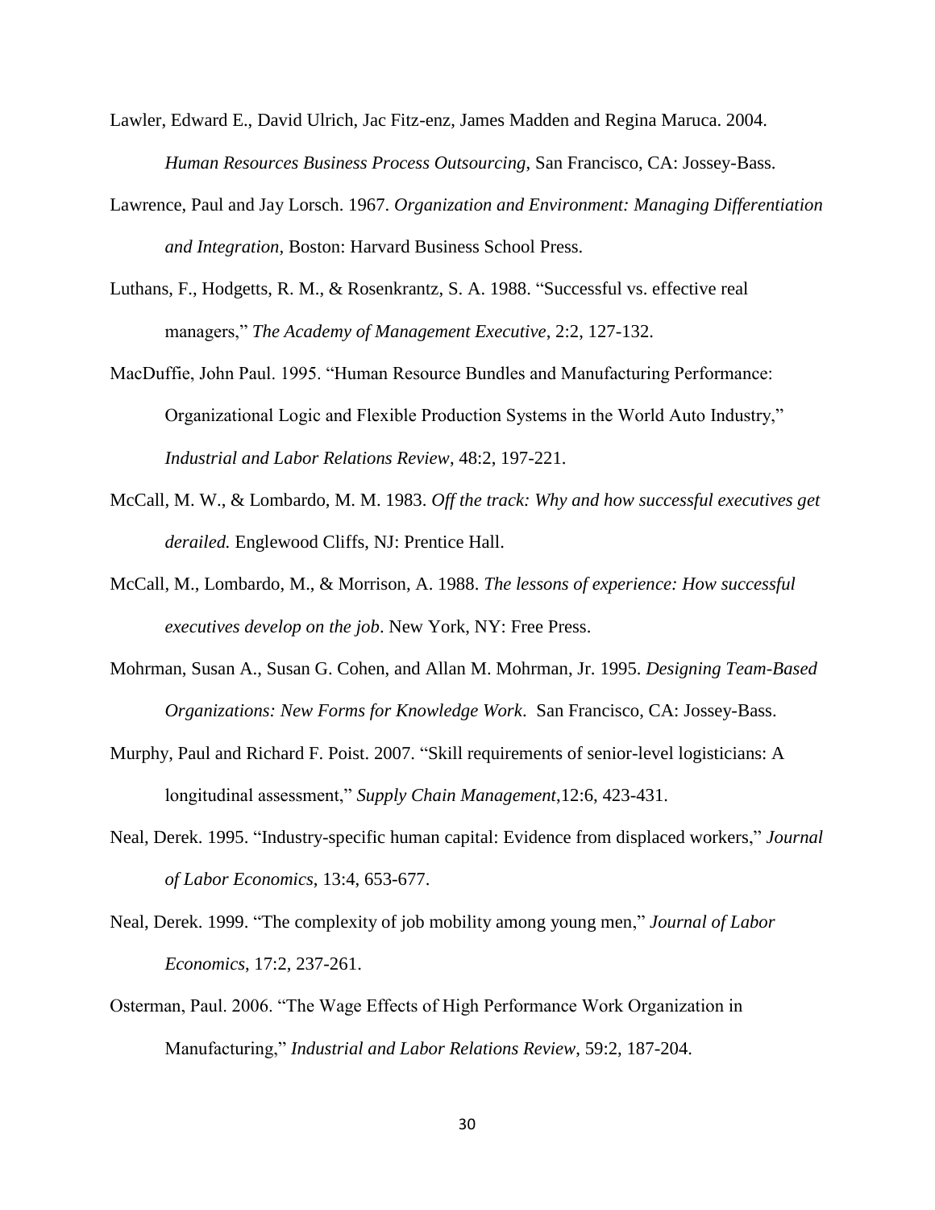Lawler, Edward E., David Ulrich, Jac Fitz-enz, James Madden and Regina Maruca. 2004. *Human Resources Business Process Outsourcing*, San Francisco, CA: Jossey-Bass.

Lawrence, Paul and Jay Lorsch. 1967. *Organization and Environment: Managing Differentiation and Integration*, Boston: Harvard Business School Press.

Luthans, F., Hodgetts, R. M., & Rosenkrantz, S. A. 1988. "Successful vs. effective real managers," *The Academy of Management Executive*, 2:2, 127-132.

MacDuffie, John Paul. 1995. "Human Resource Bundles and Manufacturing Performance: Organizational Logic and Flexible Production Systems in the World Auto Industry," *Industrial and Labor Relations Review*, 48:2, 197-221.

McCall, M. W., & Lombardo, M. M. 1983. *Off the track: Why and how successful executives get derailed.* Englewood Cliffs, NJ: Prentice Hall.

McCall, M., Lombardo, M., & Morrison, A. 1988. *The lessons of experience: How successful executives develop on the job*. New York, NY: Free Press.

Mohrman, Susan A., Susan G. Cohen, and Allan M. Mohrman, Jr. 1995. *Designing Team-Based Organizations: New Forms for Knowledge Work*. San Francisco, CA: Jossey-Bass.

Murphy, Paul and Richard F. Poist. 2007. "Skill requirements of senior-level logisticians: A longitudinal assessment," *Supply Chain Management*,12:6, 423-431.

Neal, Derek. 1995. "Industry-specific human capital: Evidence from displaced workers," *Journal of Labor Economics*, 13:4, 653-677.

Neal, Derek. 1999. "The complexity of job mobility among young men," *Journal of Labor Economics*, 17:2, 237-261.

Osterman, Paul. 2006. "The Wage Effects of High Performance Work Organization in Manufacturing," *Industrial and Labor Relations Review*, 59:2, 187-204.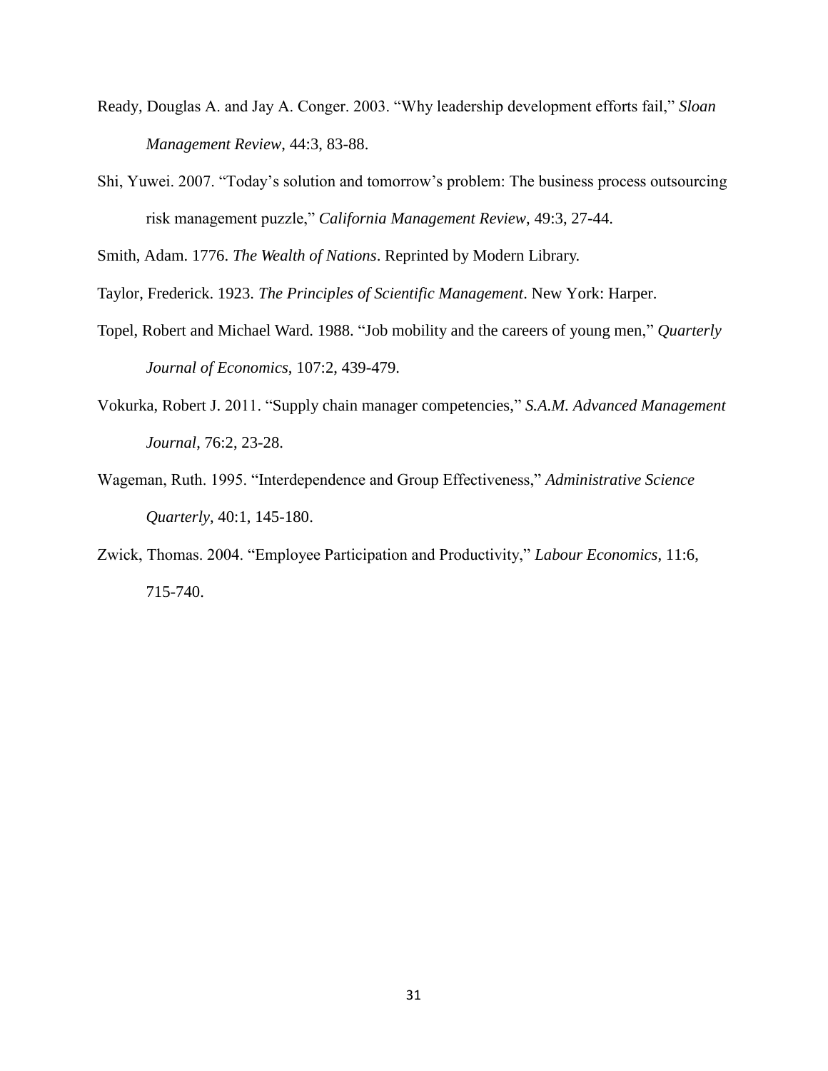Ready, Douglas A. and Jay A. Conger. 2003. "Why leadership development efforts fail," *Sloan Management Review*, 44:3, 83-88.

Shi, Yuwei. 2007. "Today's solution and tomorrow's problem: The business process outsourcing risk management puzzle," *California Management Review*, 49:3, 27-44.

Smith, Adam. 1776. *The Wealth of Nations*. Reprinted by Modern Library.

Taylor, Frederick. 1923. *The Principles of Scientific Management*. New York: Harper.

Topel, Robert and Michael Ward. 1988. "Job mobility and the careers of young men," *Quarterly Journal of Economics*, 107:2, 439-479.

Vokurka, Robert J. 2011. "Supply chain manager competencies," *S.A.M. Advanced Management Journal*, 76:2, 23-28.

Wageman, Ruth. 1995. "Interdependence and Group Effectiveness," *Administrative Science Quarterly*, 40:1, 145-180.

Zwick, Thomas. 2004. "Employee Participation and Productivity," *Labour Economics*, 11:6, 715-740.